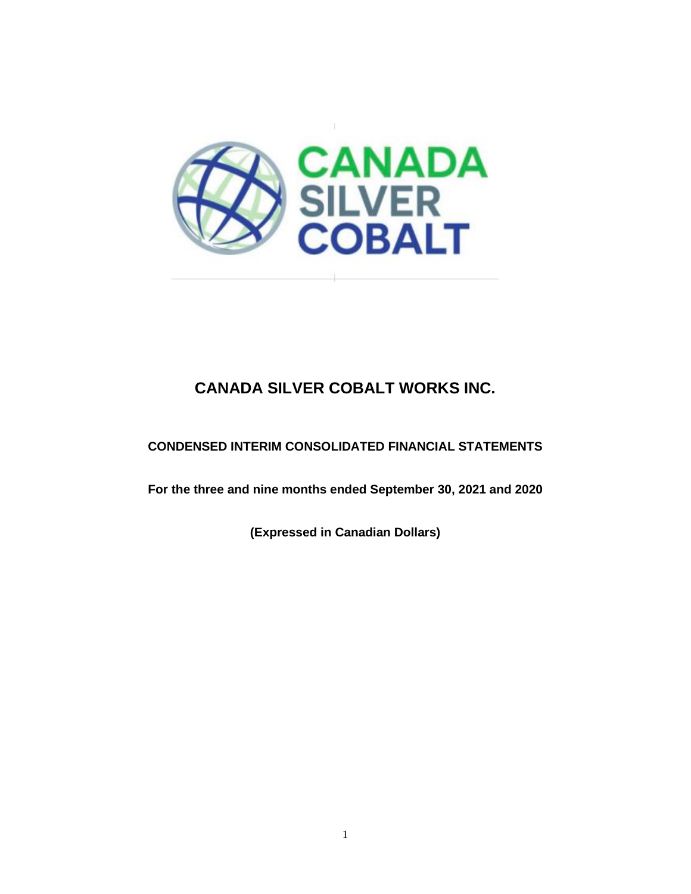# CANADA SILVER COBALT WORKS INC.

**CONDENSED INTERIM CONSOLIDATED FINANCIAL STATEMENTS**

**For the three and nine months ended September 30, 2021 and 2020**

**(Expressed in Canadian Dollars)**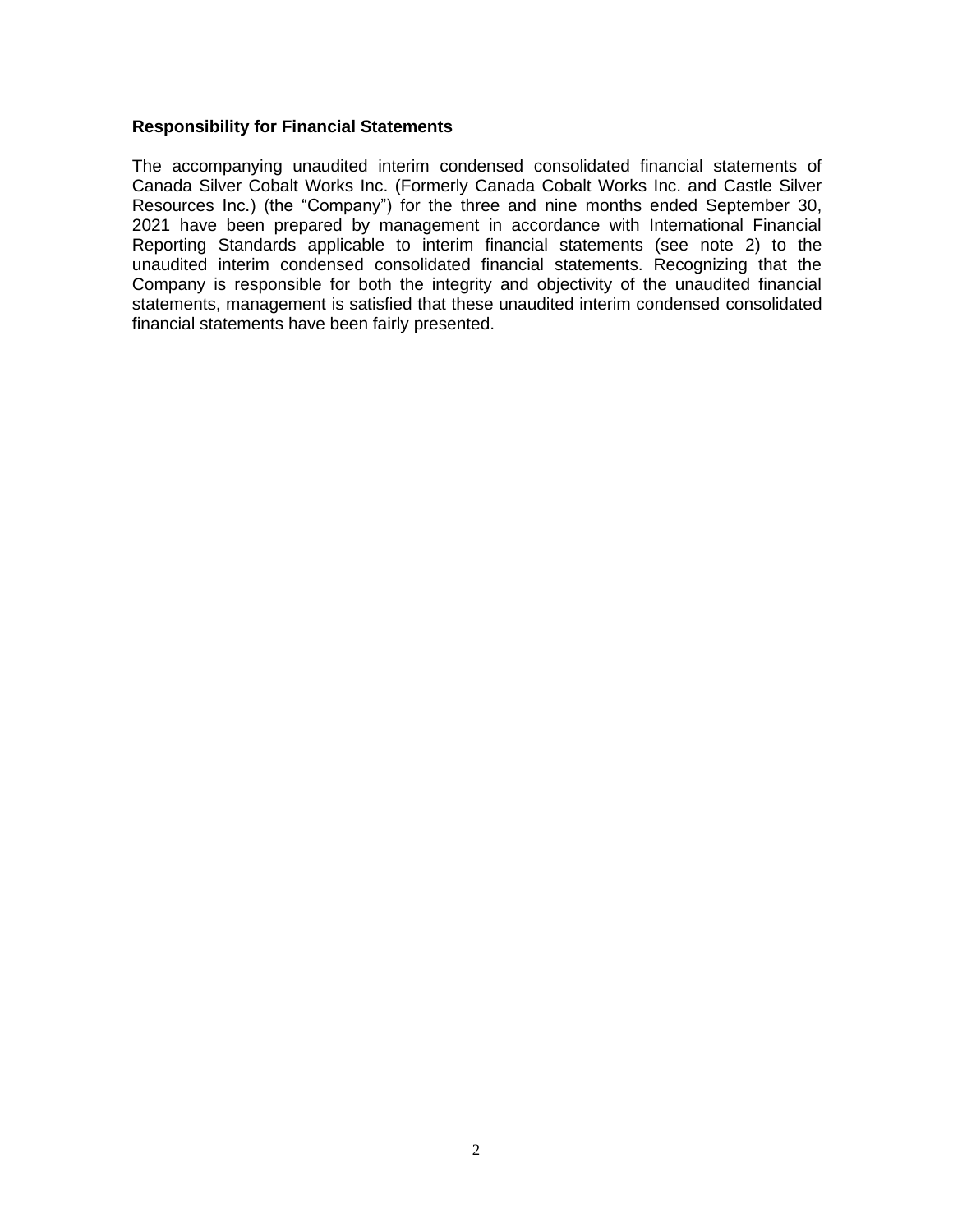## Responsibility for Financial Statements

The accompanying unaudited interim condensed consolidated financial statements of Canada Silver Cobalt Works Inc. (Formerly Canada Cobalt Works Inc. and Castle Silver Resources Inc.) (the "Company") for the three and nine months ended September 30, 2021 have been prepared by management in accordance with International Financial Reporting Standards applicable to interim financial statements (see note 2) to the unaudited interim condensed consolidated financial statements. Recognizing that the Company is responsible for both the integrity and objectivity of the unaudited financial statements, management is satisfied that these unaudited interim condensed consolidated financial statements have been fairly presented.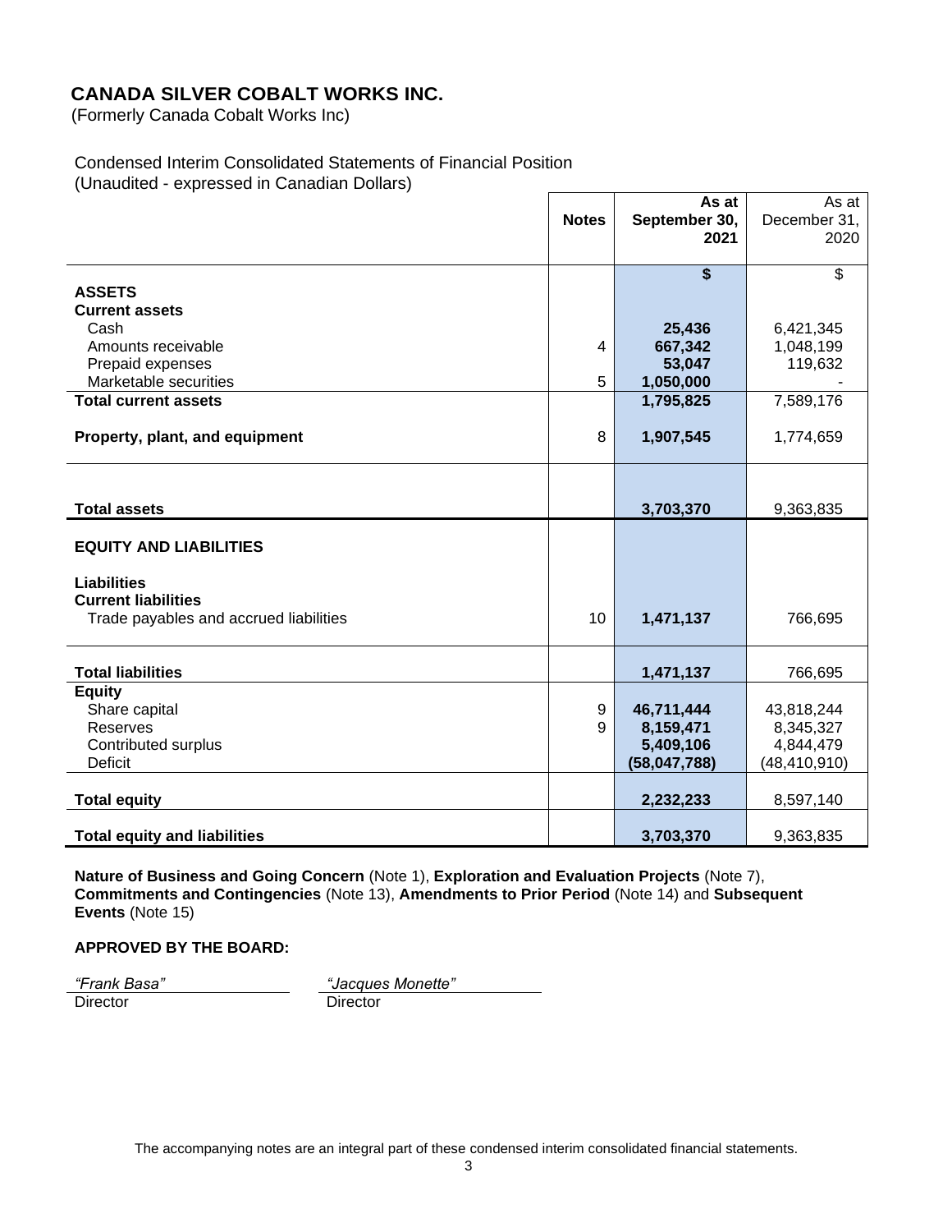# CANADA SILVER COBALT WORKS INC.

(Formerly Canada Cobalt Works Inc)

Condensed Interim Consolidated Statements of Financial Position
(Unaudited - expressed in Canadian Dollars)

| | Notes | As at September 30, 2021 | As at December 31, 2020 |
|---|---|---|---|
| | | **$** | $ |
| **ASSETS** | | | |
| **Current assets** | | | |
| Cash | | **25,436** | 6,421,345 |
| Amounts receivable | 4 | **667,342** | 1,048,199 |
| Prepaid expenses | | **53,047** | 119,632 |
| Marketable securities | 5 | **1,050,000** | - |
| **Total current assets** | | **1,795,825** | 7,589,176 |
| **Property, plant, and equipment** | 8 | **1,907,545** | 1,774,659 |
| **Total assets** | | **3,703,370** | 9,363,835 |
| **EQUITY AND LIABILITIES** | | | |
| **Liabilities** | | | |
| **Current liabilities** | | | |
| Trade payables and accrued liabilities | 10 | **1,471,137** | 766,695 |
| **Total liabilities** | | **1,471,137** | 766,695 |
| **Equity** | | | |
| Share capital | 9 | **46,711,444** | 43,818,244 |
| Reserves | 9 | **8,159,471** | 8,345,327 |
| Contributed surplus | | **5,409,106** | 4,844,479 |
| Deficit | | **(58,047,788)** | (48,410,910) |
| **Total equity** | | **2,232,233** | 8,597,140 |
| **Total equity and liabilities** | | **3,703,370** | 9,363,835 |

**Nature of Business and Going Concern** (Note 1), **Exploration and Evaluation Projects** (Note 7), **Commitments and Contingencies** (Note 13), **Amendments to Prior Period** (Note 14) and **Subsequent Events** (Note 15)

**APPROVED BY THE BOARD:**

*"Frank Basa"*
Director

*"Jacques Monette"*
Director

The accompanying notes are an integral part of these condensed interim consolidated financial statements.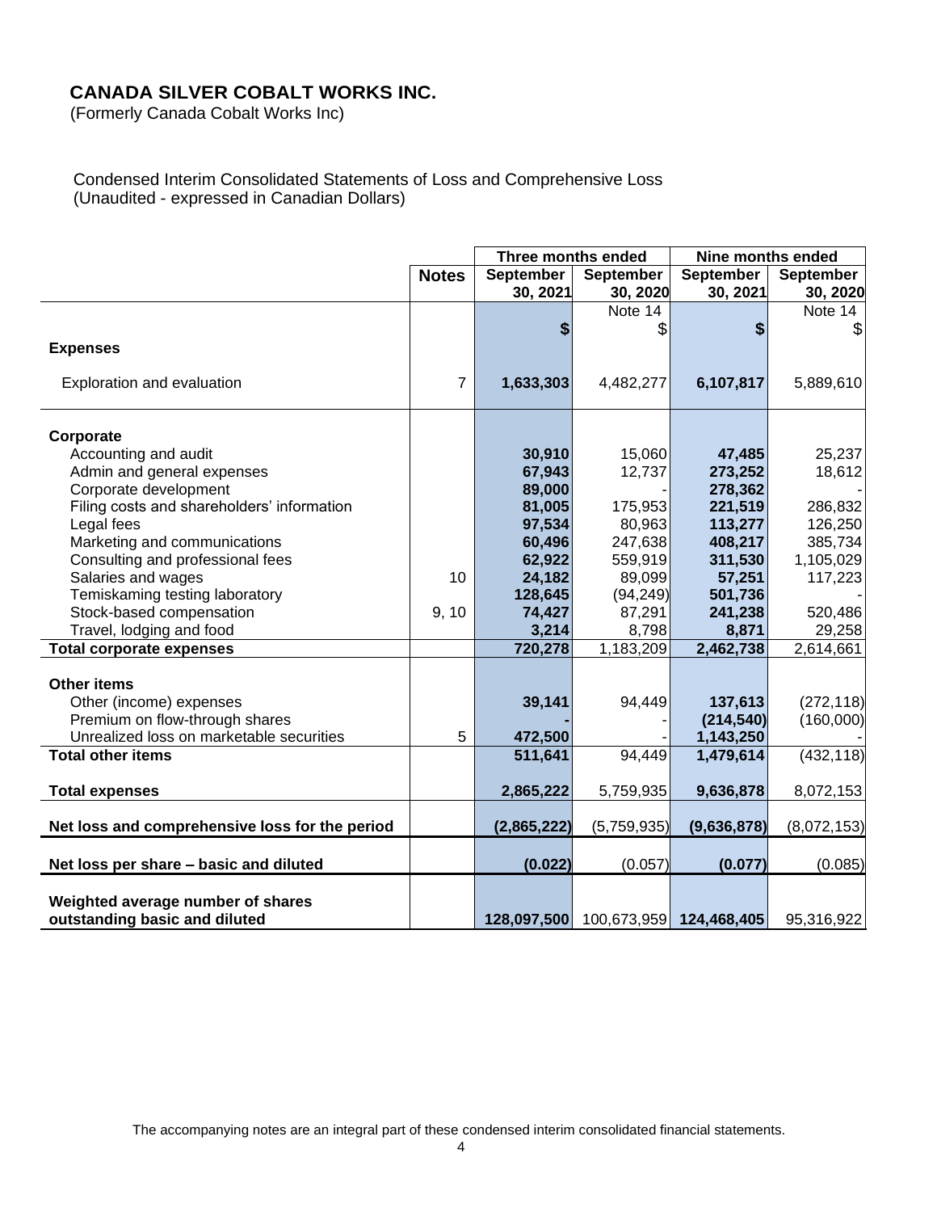# CANADA SILVER COBALT WORKS INC.

(Formerly Canada Cobalt Works Inc)

Condensed Interim Consolidated Statements of Loss and Comprehensive Loss
(Unaudited - expressed in Canadian Dollars)

| | Notes | Three months ended | | Nine months ended | |
|---|---|---|---|---|---|
| | | September 30, 2021 | September 30, 2020 | September 30, 2021 | September 30, 2020 |
| | | | Note 14 | | Note 14 |
| | | **$** | $ | **$** | $ |
| **Expenses** | | | | | |
| Exploration and evaluation | 7 | **1,633,303** | 4,482,277 | **6,107,817** | 5,889,610 |
| **Corporate** | | | | | |
| Accounting and audit | | **30,910** | 15,060 | **47,485** | 25,237 |
| Admin and general expenses | | **67,943** | 12,737 | **273,252** | 18,612 |
| Corporate development | | **89,000** | - | **278,362** | - |
| Filing costs and shareholders' information | | **81,005** | 175,953 | **221,519** | 286,832 |
| Legal fees | | **97,534** | 80,963 | **113,277** | 126,250 |
| Marketing and communications | | **60,496** | 247,638 | **408,217** | 385,734 |
| Consulting and professional fees | | **62,922** | 559,919 | **311,530** | 1,105,029 |
| Salaries and wages | 10 | **24,182** | 89,099 | **57,251** | 117,223 |
| Temiskaming testing laboratory | | **128,645** | (94,249) | **501,736** | - |
| Stock-based compensation | 9, 10 | **74,427** | 87,291 | **241,238** | 520,486 |
| Travel, lodging and food | | **3,214** | 8,798 | **8,871** | 29,258 |
| **Total corporate expenses** | | **720,278** | 1,183,209 | **2,462,738** | 2,614,661 |
| **Other items** | | | | | |
| Other (income) expenses | | **39,141** | 94,449 | **137,613** | (272,118) |
| Premium on flow-through shares | | **-** | - | **(214,540)** | (160,000) |
| Unrealized loss on marketable securities | 5 | **472,500** | - | **1,143,250** | - |
| **Total other items** | | **511,641** | 94,449 | **1,479,614** | (432,118) |
| **Total expenses** | | **2,865,222** | 5,759,935 | **9,636,878** | 8,072,153 |
| **Net loss and comprehensive loss for the period** | | **(2,865,222)** | (5,759,935) | **(9,636,878)** | (8,072,153) |
| **Net loss per share – basic and diluted** | | **(0.022)** | (0.057) | **(0.077)** | (0.085) |
| **Weighted average number of shares outstanding basic and diluted** | | **128,097,500** | 100,673,959 | **124,468,405** | 95,316,922 |

The accompanying notes are an integral part of these condensed interim consolidated financial statements.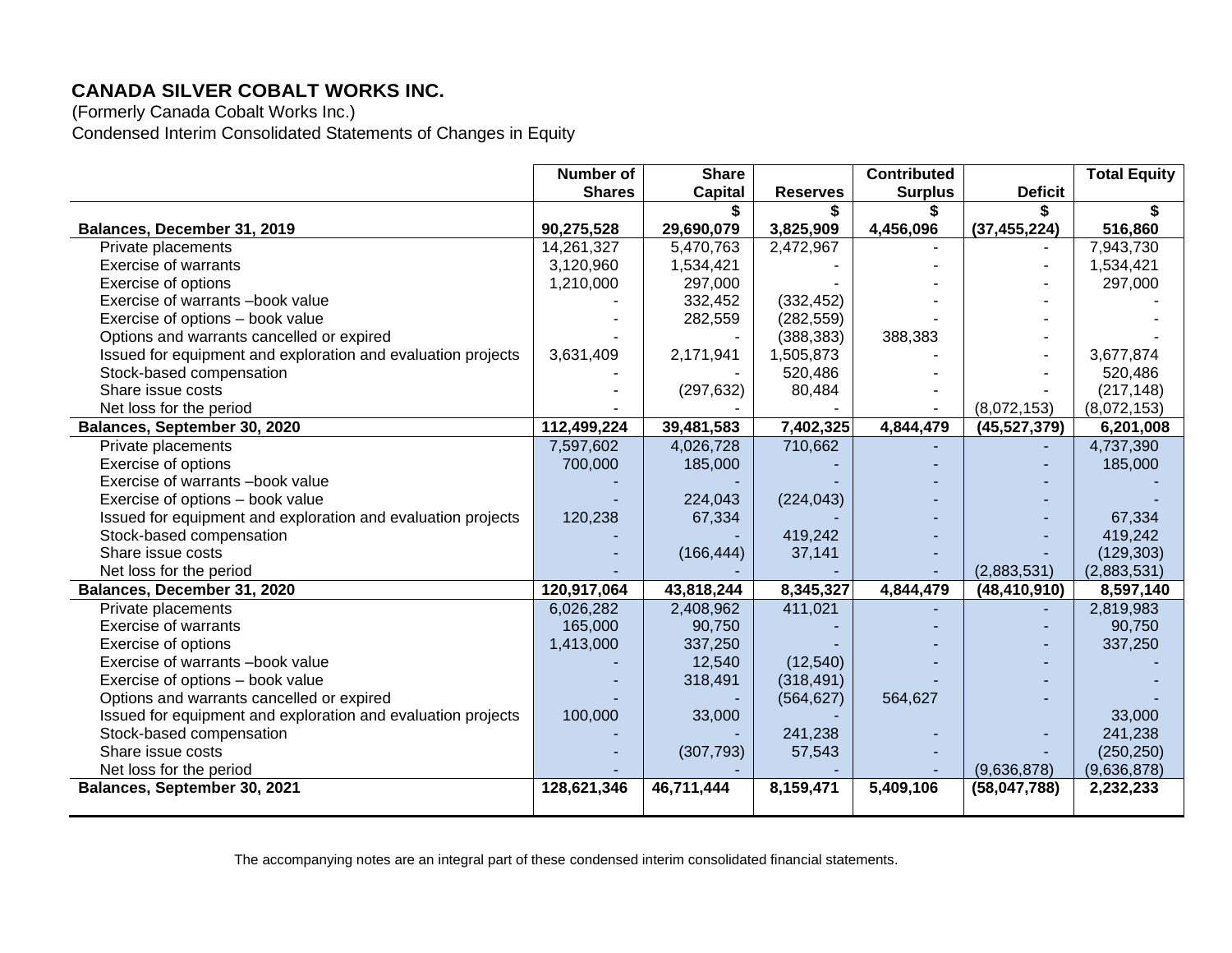**CANADA SILVER COBALT WORKS INC.**

(Formerly Canada Cobalt Works Inc.)

Condensed Interim Consolidated Statements of Changes in Equity

| | Number of Shares | Share Capital | Reserves | Contributed Surplus | Deficit | Total Equity |
|---|---|---|---|---|---|---|
| | | $ | $ | $ | $ | $ |
| **Balances, December 31, 2019** | **90,275,528** | **29,690,079** | **3,825,909** | **4,456,096** | **(37,455,224)** | **516,860** |
| Private placements | 14,261,327 | 5,470,763 | 2,472,967 | - | - | 7,943,730 |
| Exercise of warrants | 3,120,960 | 1,534,421 | - | - | - | 1,534,421 |
| Exercise of options | 1,210,000 | 297,000 | - | - | - | 297,000 |
| Exercise of warrants –book value | - | 332,452 | (332,452) | - | - | - |
| Exercise of options – book value | - | 282,559 | (282,559) | - | - | - |
| Options and warrants cancelled or expired | - | - | (388,383) | 388,383 | - | - |
| Issued for equipment and exploration and evaluation projects | 3,631,409 | 2,171,941 | 1,505,873 | - | - | 3,677,874 |
| Stock-based compensation | - | - | 520,486 | - | - | 520,486 |
| Share issue costs | - | (297,632) | 80,484 | - | - | (217,148) |
| Net loss for the period | - | - | - | - | (8,072,153) | (8,072,153) |
| **Balances, September 30, 2020** | **112,499,224** | **39,481,583** | **7,402,325** | **4,844,479** | **(45,527,379)** | **6,201,008** |
| Private placements | 7,597,602 | 4,026,728 | 710,662 | - | - | 4,737,390 |
| Exercise of options | 700,000 | 185,000 | - | - | - | 185,000 |
| Exercise of warrants –book value | - | - | - | - | - | - |
| Exercise of options – book value | - | 224,043 | (224,043) | - | - | - |
| Issued for equipment and exploration and evaluation projects | 120,238 | 67,334 | - | - | - | 67,334 |
| Stock-based compensation | - | - | 419,242 | - | - | 419,242 |
| Share issue costs | - | (166,444) | 37,141 | - | - | (129,303) |
| Net loss for the period | - | - | - | - | (2,883,531) | (2,883,531) |
| **Balances, December 31, 2020** | **120,917,064** | **43,818,244** | **8,345,327** | **4,844,479** | **(48,410,910)** | **8,597,140** |
| Private placements | 6,026,282 | 2,408,962 | 411,021 | - | - | 2,819,983 |
| Exercise of warrants | 165,000 | 90,750 | - | - | - | 90,750 |
| Exercise of options | 1,413,000 | 337,250 | - | - | - | 337,250 |
| Exercise of warrants –book value | - | 12,540 | (12,540) | - | - | - |
| Exercise of options – book value | - | 318,491 | (318,491) | - | - | - |
| Options and warrants cancelled or expired | - | - | (564,627) | 564,627 | - | - |
| Issued for equipment and exploration and evaluation projects | 100,000 | 33,000 | - | | | 33,000 |
| Stock-based compensation | - | - | 241,238 | - | - | 241,238 |
| Share issue costs | - | (307,793) | 57,543 | - | - | (250,250) |
| Net loss for the period | - | - | - | - | (9,636,878) | (9,636,878) |
| **Balances, September 30, 2021** | **128,621,346** | **46,711,444** | **8,159,471** | **5,409,106** | **(58,047,788)** | **2,232,233** |

The accompanying notes are an integral part of these condensed interim consolidated financial statements.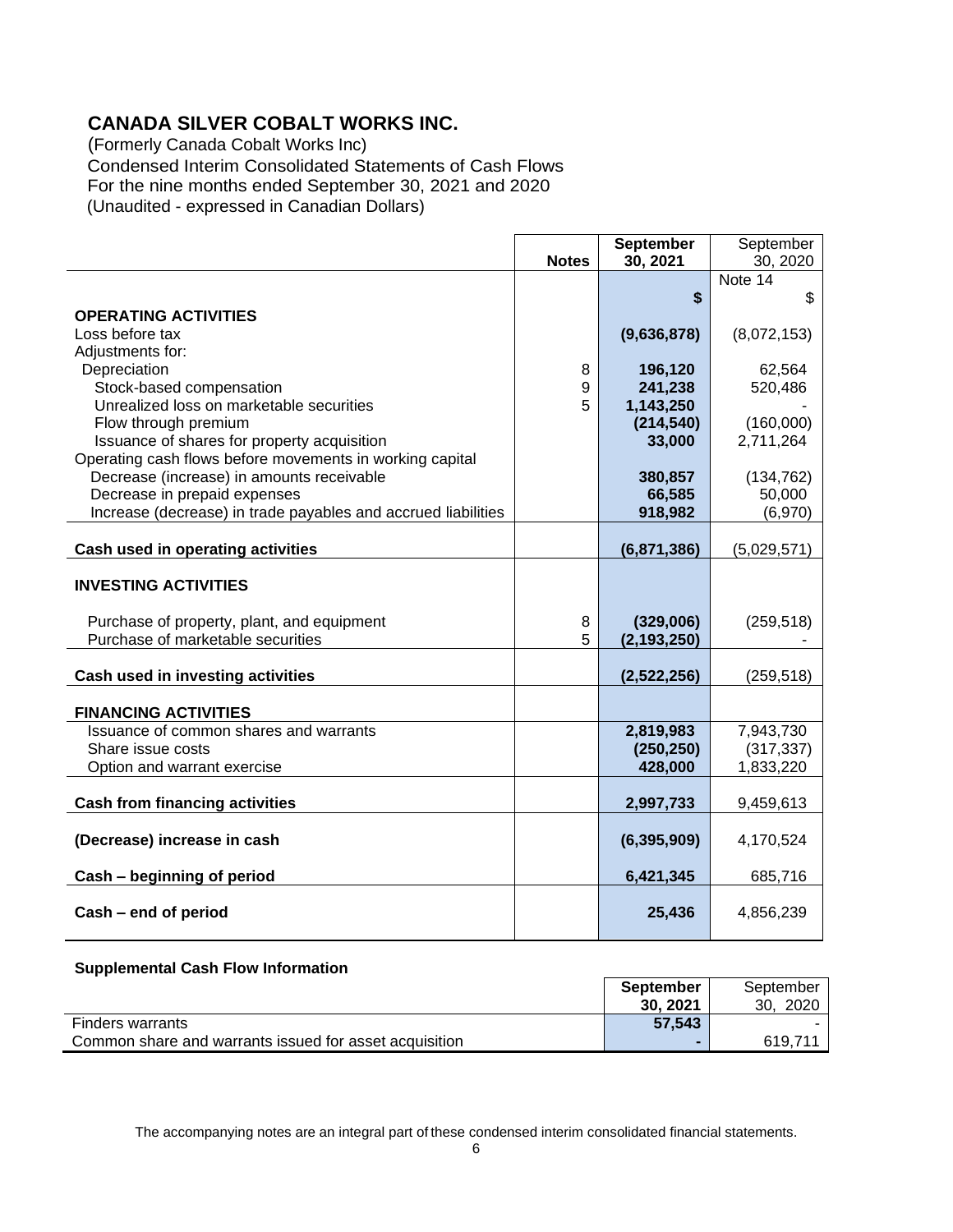# CANADA SILVER COBALT WORKS INC.

(Formerly Canada Cobalt Works Inc)
Condensed Interim Consolidated Statements of Cash Flows
For the nine months ended September 30, 2021 and 2020
(Unaudited - expressed in Canadian Dollars)

| | Notes | **September 30, 2021** | September 30, 2020 |
|---|---|---|---|
| | | | Note 14 |
| | | **$** | $ |
| **OPERATING ACTIVITIES** | | | |
| Loss before tax | | **(9,636,878)** | (8,072,153) |
| Adjustments for: | | | |
| Depreciation | 8 | **196,120** | 62,564 |
| Stock-based compensation | 9 | **241,238** | 520,486 |
| Unrealized loss on marketable securities | 5 | **1,143,250** | - |
| Flow through premium | | **(214,540)** | (160,000) |
| Issuance of shares for property acquisition | | **33,000** | 2,711,264 |
| Operating cash flows before movements in working capital | | | |
| Decrease (increase) in amounts receivable | | **380,857** | (134,762) |
| Decrease in prepaid expenses | | **66,585** | 50,000 |
| Increase (decrease) in trade payables and accrued liabilities | | **918,982** | (6,970) |
| **Cash used in operating activities** | | **(6,871,386)** | (5,029,571) |
| **INVESTING ACTIVITIES** | | | |
| Purchase of property, plant, and equipment | 8 | **(329,006)** | (259,518) |
| Purchase of marketable securities | 5 | **(2,193,250)** | - |
| **Cash used in investing activities** | | **(2,522,256)** | (259,518) |
| **FINANCING ACTIVITIES** | | | |
| Issuance of common shares and warrants | | **2,819,983** | 7,943,730 |
| Share issue costs | | **(250,250)** | (317,337) |
| Option and warrant exercise | | **428,000** | 1,833,220 |
| **Cash from financing activities** | | **2,997,733** | 9,459,613 |
| **(Decrease) increase in cash** | | **(6,395,909)** | 4,170,524 |
| **Cash – beginning of period** | | **6,421,345** | 685,716 |
| **Cash – end of period** | | **25,436** | 4,856,239 |

**Supplemental Cash Flow Information**

| | **September 30, 2021** | September 30, 2020 |
|---|---|---|
| Finders warrants | **57,543** | - |
| Common share and warrants issued for asset acquisition | **-** | 619,711 |

The accompanying notes are an integral part of these condensed interim consolidated financial statements.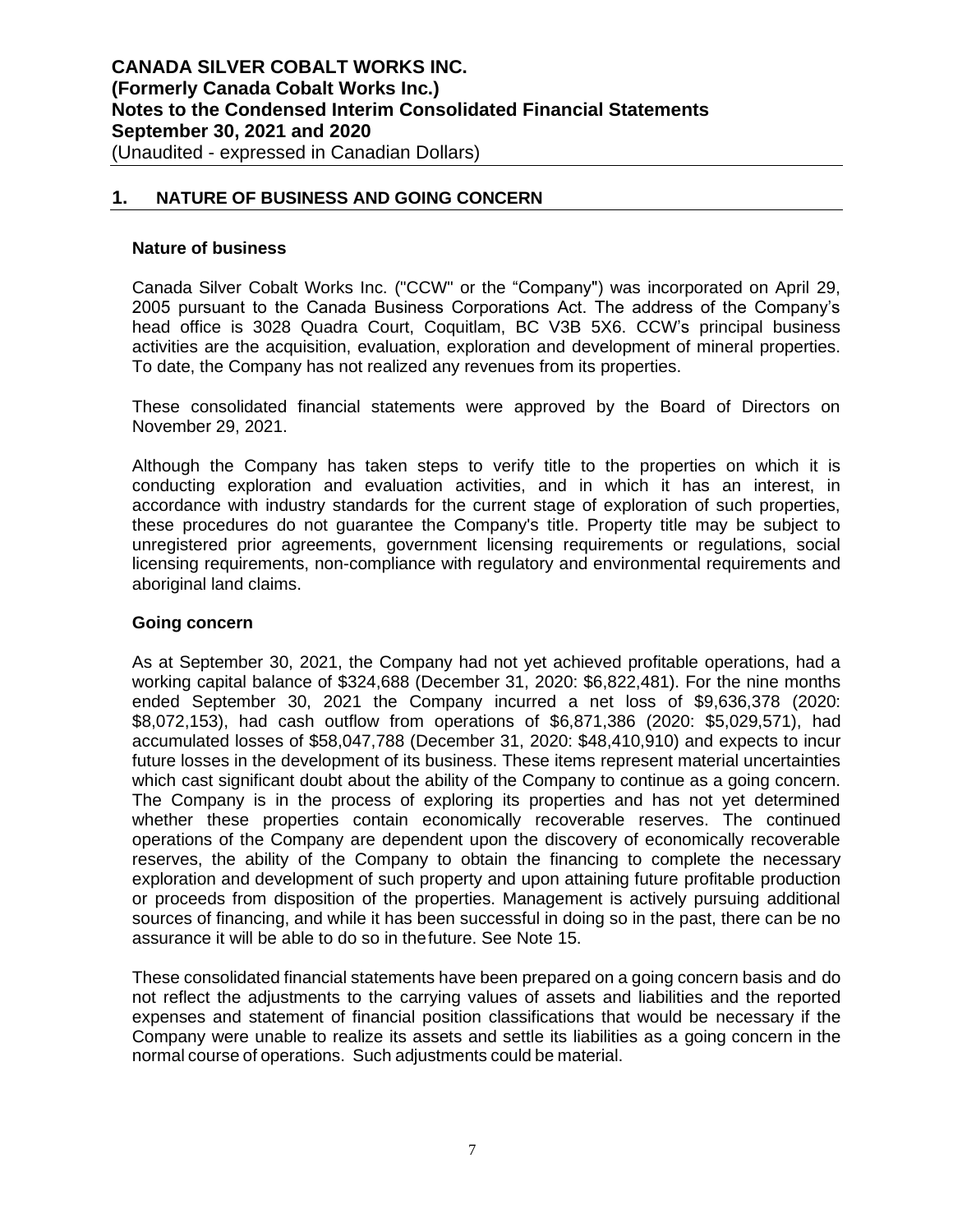## 1. NATURE OF BUSINESS AND GOING CONCERN

### Nature of business

Canada Silver Cobalt Works Inc. ("CCW" or the "Company") was incorporated on April 29, 2005 pursuant to the Canada Business Corporations Act. The address of the Company's head office is 3028 Quadra Court, Coquitlam, BC V3B 5X6. CCW's principal business activities are the acquisition, evaluation, exploration and development of mineral properties. To date, the Company has not realized any revenues from its properties.

These consolidated financial statements were approved by the Board of Directors on November 29, 2021.

Although the Company has taken steps to verify title to the properties on which it is conducting exploration and evaluation activities, and in which it has an interest, in accordance with industry standards for the current stage of exploration of such properties, these procedures do not guarantee the Company's title. Property title may be subject to unregistered prior agreements, government licensing requirements or regulations, social licensing requirements, non-compliance with regulatory and environmental requirements and aboriginal land claims.

### Going concern

As at September 30, 2021, the Company had not yet achieved profitable operations, had a working capital balance of $324,688 (December 31, 2020: $6,822,481). For the nine months ended September 30, 2021 the Company incurred a net loss of $9,636,378 (2020: $8,072,153), had cash outflow from operations of $6,871,386 (2020: $5,029,571), had accumulated losses of $58,047,788 (December 31, 2020: $48,410,910) and expects to incur future losses in the development of its business. These items represent material uncertainties which cast significant doubt about the ability of the Company to continue as a going concern. The Company is in the process of exploring its properties and has not yet determined whether these properties contain economically recoverable reserves. The continued operations of the Company are dependent upon the discovery of economically recoverable reserves, the ability of the Company to obtain the financing to complete the necessary exploration and development of such property and upon attaining future profitable production or proceeds from disposition of the properties. Management is actively pursuing additional sources of financing, and while it has been successful in doing so in the past, there can be no assurance it will be able to do so in the future. See Note 15.

These consolidated financial statements have been prepared on a going concern basis and do not reflect the adjustments to the carrying values of assets and liabilities and the reported expenses and statement of financial position classifications that would be necessary if the Company were unable to realize its assets and settle its liabilities as a going concern in the normal course of operations. Such adjustments could be material.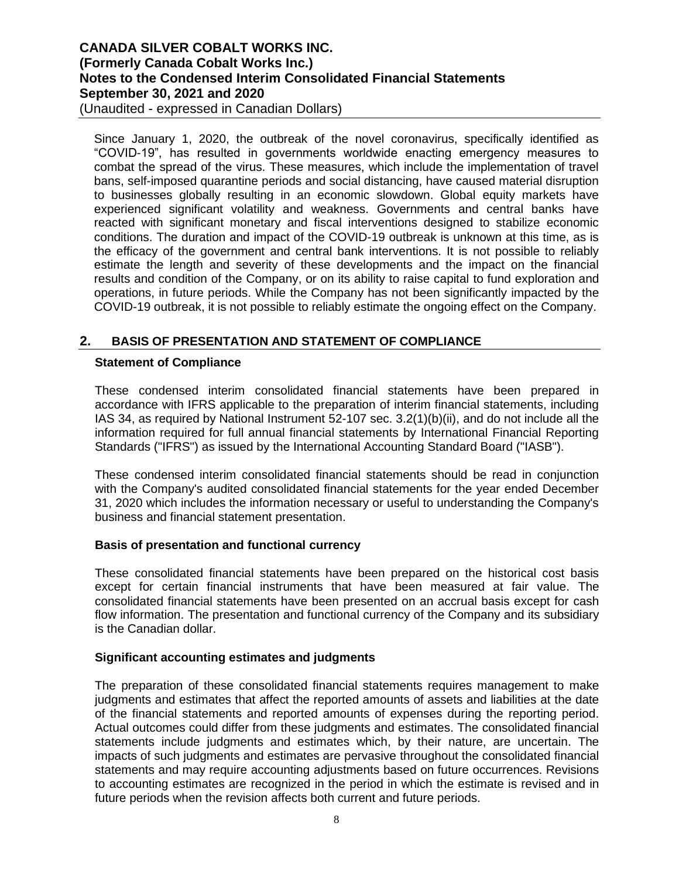Since January 1, 2020, the outbreak of the novel coronavirus, specifically identified as "COVID-19", has resulted in governments worldwide enacting emergency measures to combat the spread of the virus. These measures, which include the implementation of travel bans, self-imposed quarantine periods and social distancing, have caused material disruption to businesses globally resulting in an economic slowdown. Global equity markets have experienced significant volatility and weakness. Governments and central banks have reacted with significant monetary and fiscal interventions designed to stabilize economic conditions. The duration and impact of the COVID-19 outbreak is unknown at this time, as is the efficacy of the government and central bank interventions. It is not possible to reliably estimate the length and severity of these developments and the impact on the financial results and condition of the Company, or on its ability to raise capital to fund exploration and operations, in future periods. While the Company has not been significantly impacted by the COVID-19 outbreak, it is not possible to reliably estimate the ongoing effect on the Company.

## 2. BASIS OF PRESENTATION AND STATEMENT OF COMPLIANCE

### Statement of Compliance

These condensed interim consolidated financial statements have been prepared in accordance with IFRS applicable to the preparation of interim financial statements, including IAS 34, as required by National Instrument 52-107 sec. 3.2(1)(b)(ii), and do not include all the information required for full annual financial statements by International Financial Reporting Standards ("IFRS") as issued by the International Accounting Standard Board ("IASB").

These condensed interim consolidated financial statements should be read in conjunction with the Company's audited consolidated financial statements for the year ended December 31, 2020 which includes the information necessary or useful to understanding the Company's business and financial statement presentation.

### Basis of presentation and functional currency

These consolidated financial statements have been prepared on the historical cost basis except for certain financial instruments that have been measured at fair value. The consolidated financial statements have been presented on an accrual basis except for cash flow information. The presentation and functional currency of the Company and its subsidiary is the Canadian dollar.

### Significant accounting estimates and judgments

The preparation of these consolidated financial statements requires management to make judgments and estimates that affect the reported amounts of assets and liabilities at the date of the financial statements and reported amounts of expenses during the reporting period. Actual outcomes could differ from these judgments and estimates. The consolidated financial statements include judgments and estimates which, by their nature, are uncertain. The impacts of such judgments and estimates are pervasive throughout the consolidated financial statements and may require accounting adjustments based on future occurrences. Revisions to accounting estimates are recognized in the period in which the estimate is revised and in future periods when the revision affects both current and future periods.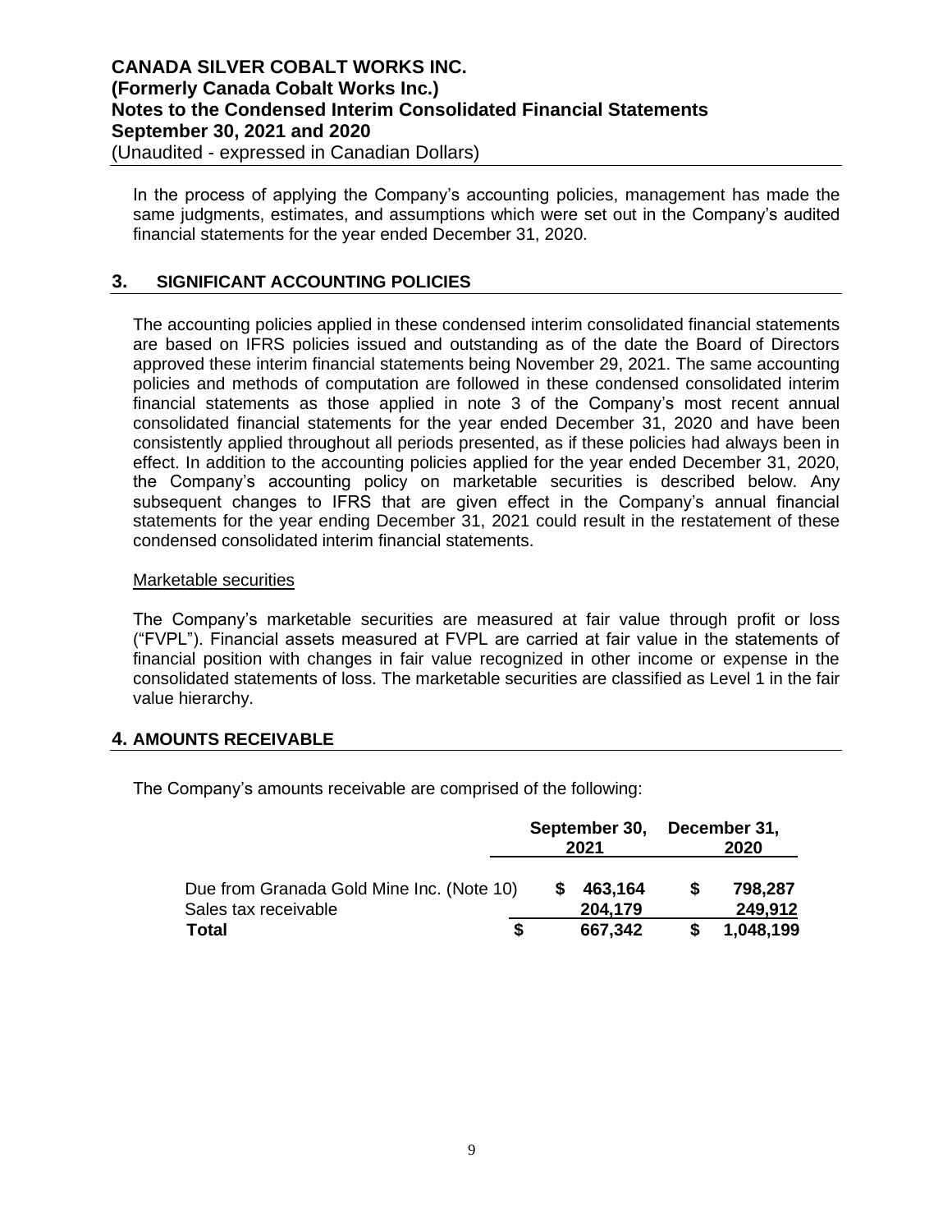In the process of applying the Company's accounting policies, management has made the same judgments, estimates, and assumptions which were set out in the Company's audited financial statements for the year ended December 31, 2020.

## 3. SIGNIFICANT ACCOUNTING POLICIES

The accounting policies applied in these condensed interim consolidated financial statements are based on IFRS policies issued and outstanding as of the date the Board of Directors approved these interim financial statements being November 29, 2021. The same accounting policies and methods of computation are followed in these condensed consolidated interim financial statements as those applied in note 3 of the Company's most recent annual consolidated financial statements for the year ended December 31, 2020 and have been consistently applied throughout all periods presented, as if these policies had always been in effect. In addition to the accounting policies applied for the year ended December 31, 2020, the Company's accounting policy on marketable securities is described below. Any subsequent changes to IFRS that are given effect in the Company's annual financial statements for the year ending December 31, 2021 could result in the restatement of these condensed consolidated interim financial statements.

Marketable securities

The Company's marketable securities are measured at fair value through profit or loss ("FVPL"). Financial assets measured at FVPL are carried at fair value in the statements of financial position with changes in fair value recognized in other income or expense in the consolidated statements of loss. The marketable securities are classified as Level 1 in the fair value hierarchy.

## 4. AMOUNTS RECEIVABLE

The Company's amounts receivable are comprised of the following:

| | September 30, 2021 | December 31, 2020 |
|---|---|---|
| Due from Granada Gold Mine Inc. (Note 10) | $ 463,164 | $ 798,287 |
| Sales tax receivable | 204,179 | 249,912 |
| **Total** | **$ 667,342** | **$ 1,048,199** |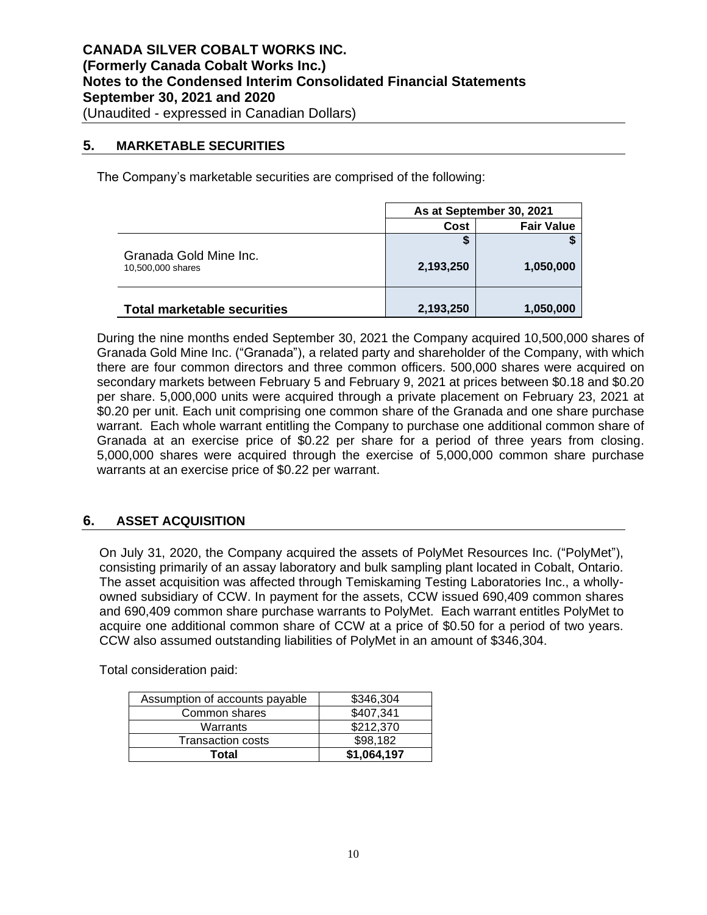**CANADA SILVER COBALT WORKS INC.**
**(Formerly Canada Cobalt Works Inc.)**
**Notes to the Condensed Interim Consolidated Financial Statements**
**September 30, 2021 and 2020**
(Unaudited - expressed in Canadian Dollars)

## 5. MARKETABLE SECURITIES

The Company's marketable securities are comprised of the following:

| | As at September 30, 2021 | |
|---|---|---|
| | **Cost** | **Fair Value** |
| | **$** | **$** |
| Granada Gold Mine Inc.<br>10,500,000 shares | **2,193,250** | **1,050,000** |
| **Total marketable securities** | **2,193,250** | **1,050,000** |

During the nine months ended September 30, 2021 the Company acquired 10,500,000 shares of Granada Gold Mine Inc. ("Granada"), a related party and shareholder of the Company, with which there are four common directors and three common officers. 500,000 shares were acquired on secondary markets between February 5 and February 9, 2021 at prices between $0.18 and $0.20 per share. 5,000,000 units were acquired through a private placement on February 23, 2021 at $0.20 per unit. Each unit comprising one common share of the Granada and one share purchase warrant. Each whole warrant entitling the Company to purchase one additional common share of Granada at an exercise price of $0.22 per share for a period of three years from closing. 5,000,000 shares were acquired through the exercise of 5,000,000 common share purchase warrants at an exercise price of $0.22 per warrant.

## 6. ASSET ACQUISITION

On July 31, 2020, the Company acquired the assets of PolyMet Resources Inc. ("PolyMet"), consisting primarily of an assay laboratory and bulk sampling plant located in Cobalt, Ontario. The asset acquisition was affected through Temiskaming Testing Laboratories Inc., a wholly-owned subsidiary of CCW. In payment for the assets, CCW issued 690,409 common shares and 690,409 common share purchase warrants to PolyMet. Each warrant entitles PolyMet to acquire one additional common share of CCW at a price of $0.50 for a period of two years. CCW also assumed outstanding liabilities of PolyMet in an amount of $346,304.

Total consideration paid:

| | |
|---|---|
| Assumption of accounts payable | $346,304 |
| Common shares | $407,341 |
| Warrants | $212,370 |
| Transaction costs | $98,182 |
| **Total** | **$1,064,197** |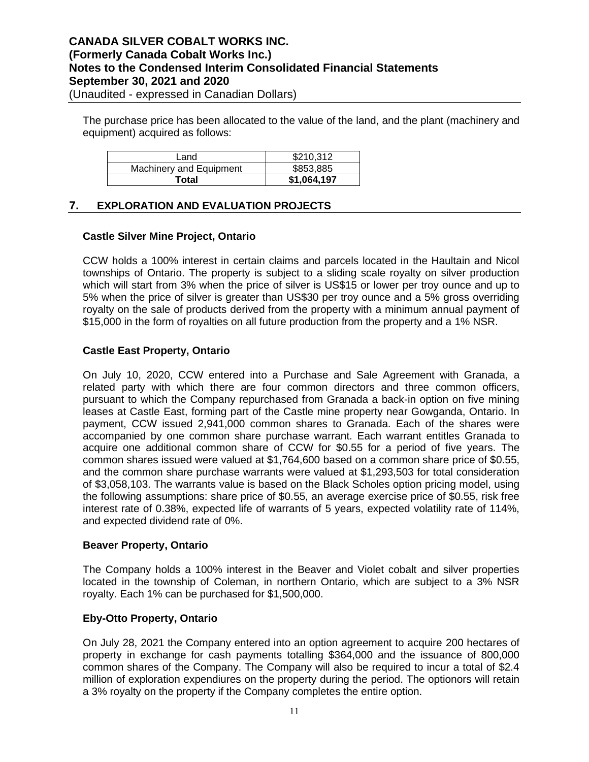The purchase price has been allocated to the value of the land, and the plant (machinery and equipment) acquired as follows:

| Land | $210,312 |
|---|---|
| Machinery and Equipment | $853,885 |
| **Total** | **$1,064,197** |

## 7. EXPLORATION AND EVALUATION PROJECTS

### Castle Silver Mine Project, Ontario

CCW holds a 100% interest in certain claims and parcels located in the Haultain and Nicol townships of Ontario. The property is subject to a sliding scale royalty on silver production which will start from 3% when the price of silver is US$15 or lower per troy ounce and up to 5% when the price of silver is greater than US$30 per troy ounce and a 5% gross overriding royalty on the sale of products derived from the property with a minimum annual payment of $15,000 in the form of royalties on all future production from the property and a 1% NSR.

### Castle East Property, Ontario

On July 10, 2020, CCW entered into a Purchase and Sale Agreement with Granada, a related party with which there are four common directors and three common officers, pursuant to which the Company repurchased from Granada a back-in option on five mining leases at Castle East, forming part of the Castle mine property near Gowganda, Ontario. In payment, CCW issued 2,941,000 common shares to Granada. Each of the shares were accompanied by one common share purchase warrant. Each warrant entitles Granada to acquire one additional common share of CCW for $0.55 for a period of five years. The common shares issued were valued at $1,764,600 based on a common share price of $0.55, and the common share purchase warrants were valued at $1,293,503 for total consideration of $3,058,103. The warrants value is based on the Black Scholes option pricing model, using the following assumptions: share price of $0.55, an average exercise price of $0.55, risk free interest rate of 0.38%, expected life of warrants of 5 years, expected volatility rate of 114%, and expected dividend rate of 0%.

### Beaver Property, Ontario

The Company holds a 100% interest in the Beaver and Violet cobalt and silver properties located in the township of Coleman, in northern Ontario, which are subject to a 3% NSR royalty. Each 1% can be purchased for $1,500,000.

### Eby-Otto Property, Ontario

On July 28, 2021 the Company entered into an option agreement to acquire 200 hectares of property in exchange for cash payments totalling $364,000 and the issuance of 800,000 common shares of the Company. The Company will also be required to incur a total of $2.4 million of exploration expendiures on the property during the period. The optionors will retain a 3% royalty on the property if the Company completes the entire option.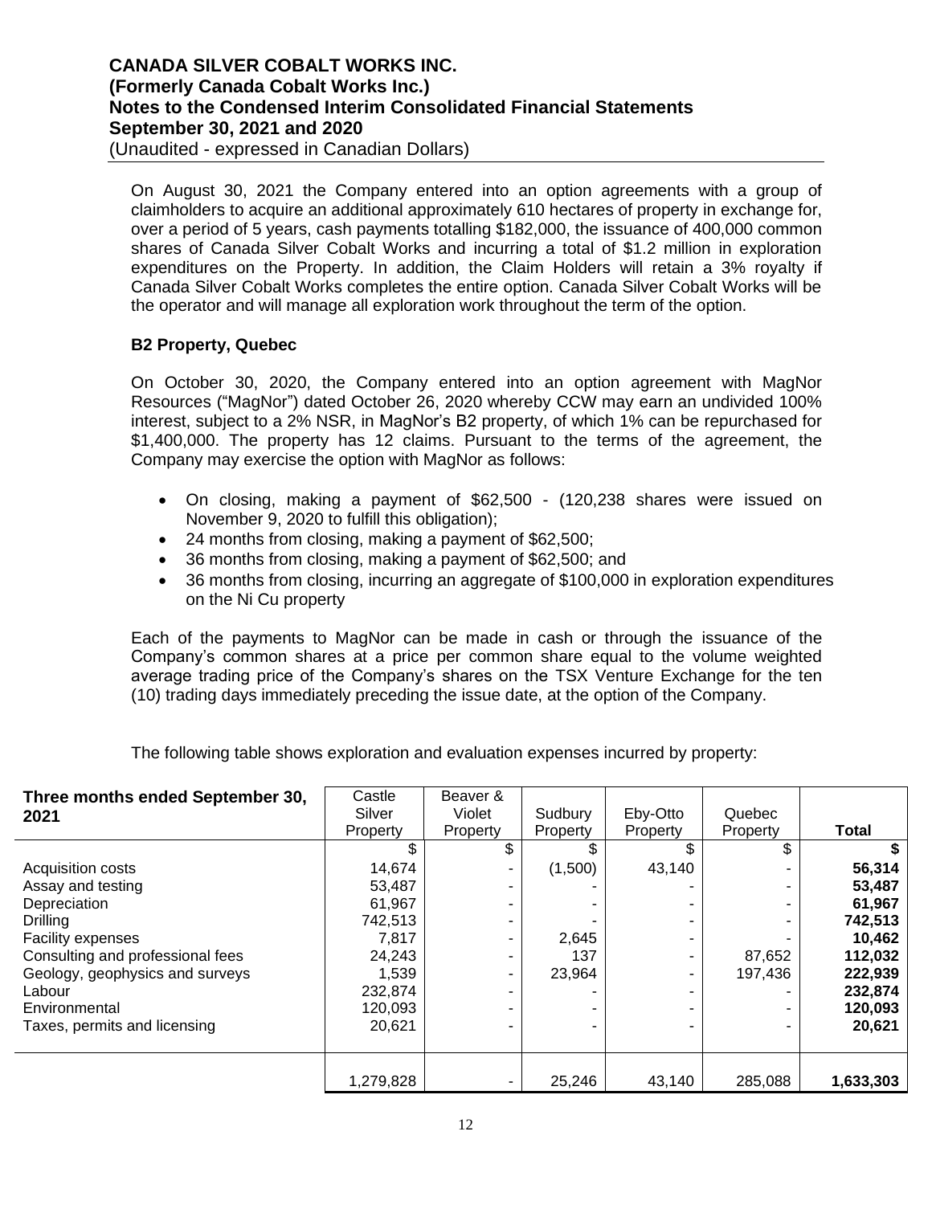On August 30, 2021 the Company entered into an option agreements with a group of claimholders to acquire an additional approximately 610 hectares of property in exchange for, over a period of 5 years, cash payments totalling $182,000, the issuance of 400,000 common shares of Canada Silver Cobalt Works and incurring a total of $1.2 million in exploration expenditures on the Property. In addition, the Claim Holders will retain a 3% royalty if Canada Silver Cobalt Works completes the entire option. Canada Silver Cobalt Works will be the operator and will manage all exploration work throughout the term of the option.

**B2 Property, Quebec**

On October 30, 2020, the Company entered into an option agreement with MagNor Resources ("MagNor") dated October 26, 2020 whereby CCW may earn an undivided 100% interest, subject to a 2% NSR, in MagNor's B2 property, of which 1% can be repurchased for $1,400,000. The property has 12 claims. Pursuant to the terms of the agreement, the Company may exercise the option with MagNor as follows:

- On closing, making a payment of $62,500 - (120,238 shares were issued on November 9, 2020 to fulfill this obligation);
- 24 months from closing, making a payment of $62,500;
- 36 months from closing, making a payment of $62,500; and
- 36 months from closing, incurring an aggregate of $100,000 in exploration expenditures on the Ni Cu property

Each of the payments to MagNor can be made in cash or through the issuance of the Company's common shares at a price per common share equal to the volume weighted average trading price of the Company's shares on the TSX Venture Exchange for the ten (10) trading days immediately preceding the issue date, at the option of the Company.

The following table shows exploration and evaluation expenses incurred by property:

| **Three months ended September 30, 2021** | Castle Silver Property | Beaver & Violet Property | Sudbury Property | Eby-Otto Property | Quebec Property | **Total** |
|---|---|---|---|---|---|---|
| | $ | $ | $ | $ | $ | **$** |
| Acquisition costs | 14,674 | - | (1,500) | 43,140 | - | **56,314** |
| Assay and testing | 53,487 | - | - | - | - | **53,487** |
| Depreciation | 61,967 | - | - | - | - | **61,967** |
| Drilling | 742,513 | - | - | - | - | **742,513** |
| Facility expenses | 7,817 | - | 2,645 | - | - | **10,462** |
| Consulting and professional fees | 24,243 | - | 137 | - | 87,652 | **112,032** |
| Geology, geophysics and surveys | 1,539 | - | 23,964 | - | 197,436 | **222,939** |
| Labour | 232,874 | - | - | - | - | **232,874** |
| Environmental | 120,093 | - | - | - | - | **120,093** |
| Taxes, permits and licensing | 20,621 | - | - | - | - | **20,621** |
| | 1,279,828 | - | 25,246 | 43,140 | 285,088 | **1,633,303** |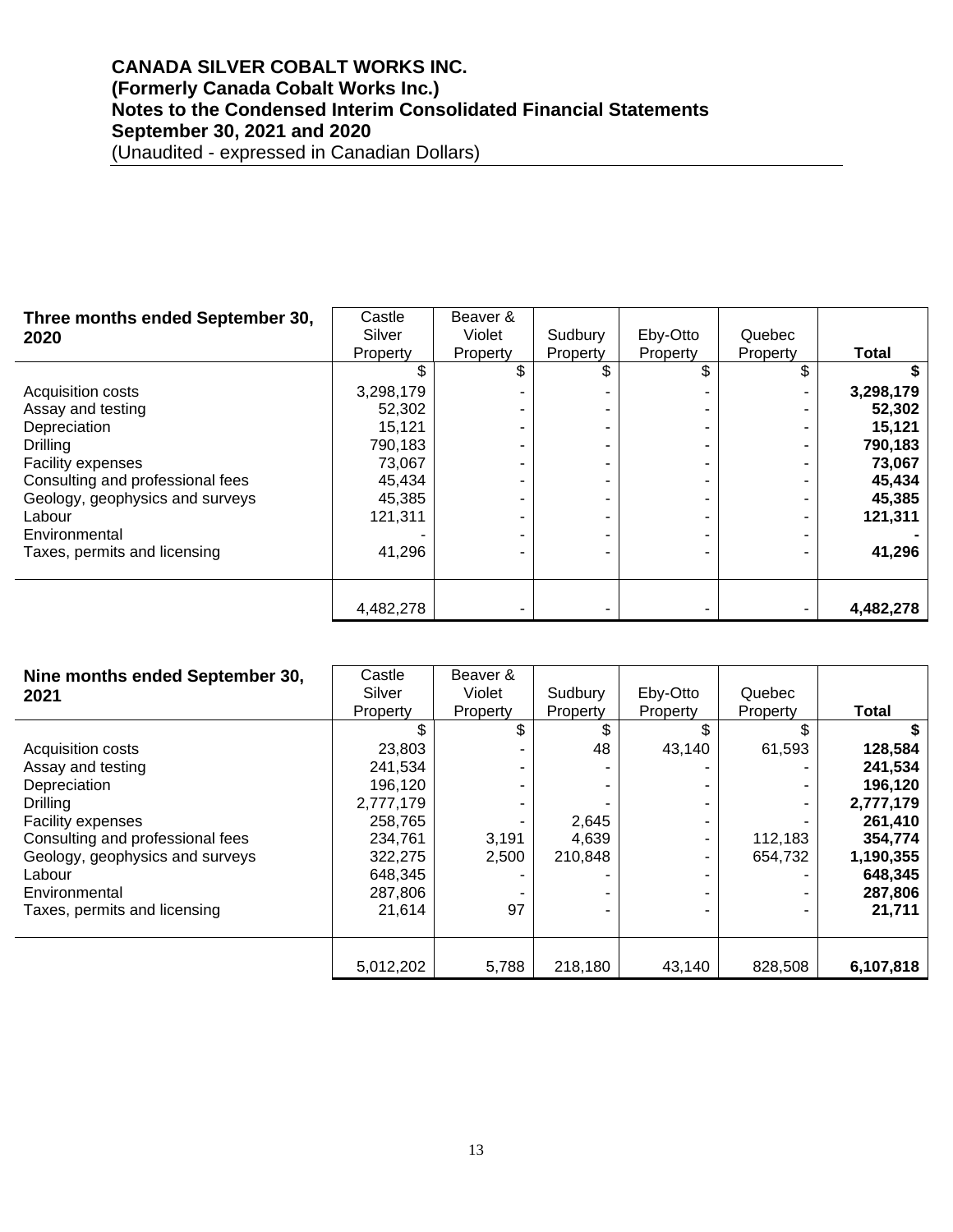**CANADA SILVER COBALT WORKS INC.**
**(Formerly Canada Cobalt Works Inc.)**
**Notes to the Condensed Interim Consolidated Financial Statements**
**September 30, 2021 and 2020**
(Unaudited - expressed in Canadian Dollars)

| **Three months ended September 30, 2020** | Castle Silver Property | Beaver & Violet Property | Sudbury Property | Eby-Otto Property | Quebec Property | **Total** |
|---|---|---|---|---|---|---|
| | $ | $ | $ | $ | $ | **$** |
| Acquisition costs | 3,298,179 | - | - | - | - | **3,298,179** |
| Assay and testing | 52,302 | - | - | - | - | **52,302** |
| Depreciation | 15,121 | - | - | - | - | **15,121** |
| Drilling | 790,183 | - | - | - | - | **790,183** |
| Facility expenses | 73,067 | - | - | - | - | **73,067** |
| Consulting and professional fees | 45,434 | - | - | - | - | **45,434** |
| Geology, geophysics and surveys | 45,385 | - | - | - | - | **45,385** |
| Labour | 121,311 | - | - | - | - | **121,311** |
| Environmental | - | - | - | - | - | **-** |
| Taxes, permits and licensing | 41,296 | - | - | - | - | **41,296** |
| | 4,482,278 | - | - | - | - | **4,482,278** |

| **Nine months ended September 30, 2021** | Castle Silver Property | Beaver & Violet Property | Sudbury Property | Eby-Otto Property | Quebec Property | **Total** |
|---|---|---|---|---|---|---|
| | $ | $ | $ | $ | $ | **$** |
| Acquisition costs | 23,803 | - | 48 | 43,140 | 61,593 | **128,584** |
| Assay and testing | 241,534 | - | - | - | - | **241,534** |
| Depreciation | 196,120 | - | - | - | - | **196,120** |
| Drilling | 2,777,179 | - | - | - | - | **2,777,179** |
| Facility expenses | 258,765 | - | 2,645 | - | - | **261,410** |
| Consulting and professional fees | 234,761 | 3,191 | 4,639 | - | 112,183 | **354,774** |
| Geology, geophysics and surveys | 322,275 | 2,500 | 210,848 | - | 654,732 | **1,190,355** |
| Labour | 648,345 | - | - | - | - | **648,345** |
| Environmental | 287,806 | - | - | - | - | **287,806** |
| Taxes, permits and licensing | 21,614 | 97 | - | - | - | **21,711** |
| | 5,012,202 | 5,788 | 218,180 | 43,140 | 828,508 | **6,107,818** |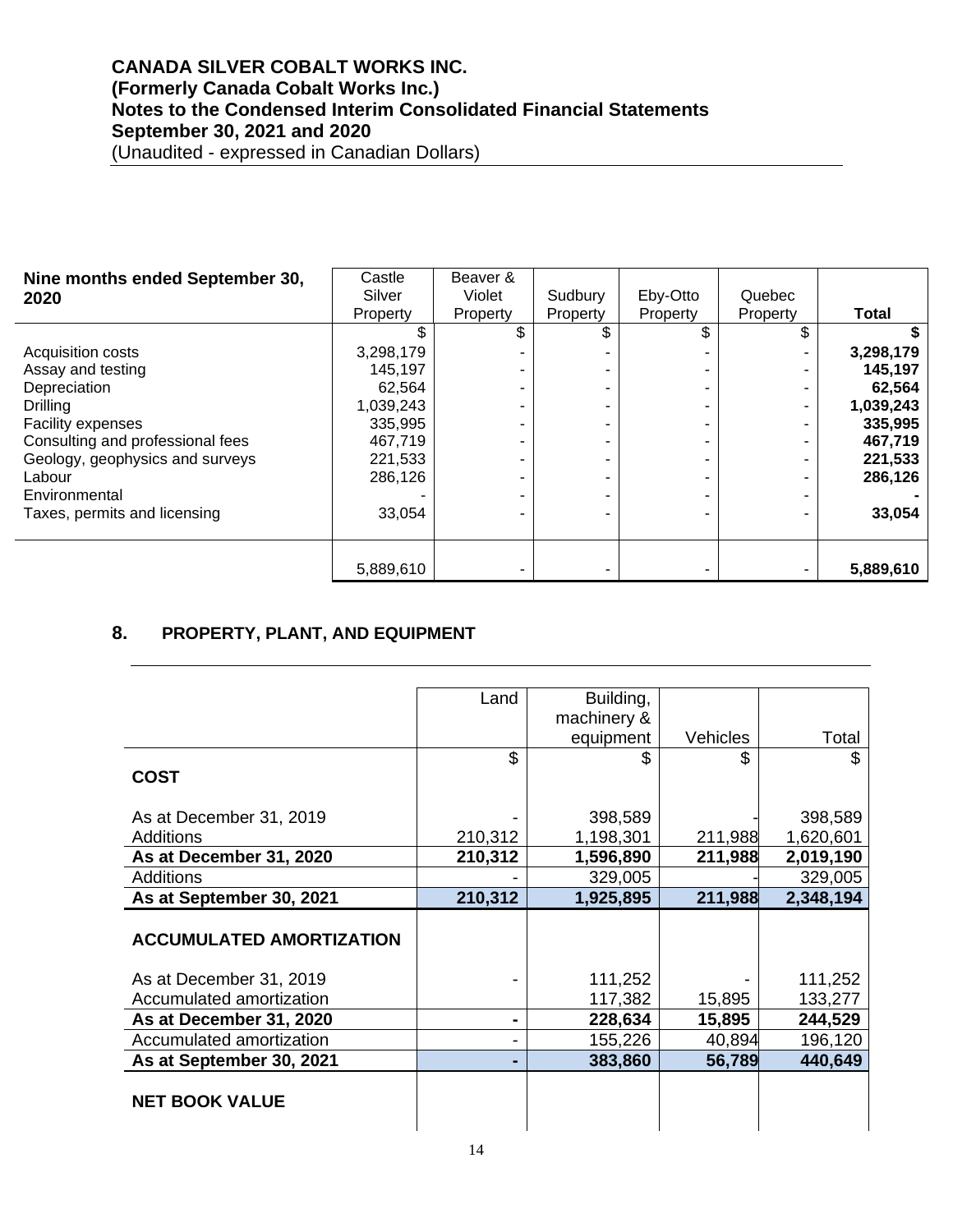| Nine months ended September 30, 2020 | Castle Silver Property | Beaver & Violet Property | Sudbury Property | Eby-Otto Property | Quebec Property | **Total** |
|---|---|---|---|---|---|---|
| | $ | $ | $ | $ | $ | **$** |
| Acquisition costs | 3,298,179 | - | - | - | - | **3,298,179** |
| Assay and testing | 145,197 | - | - | - | - | **145,197** |
| Depreciation | 62,564 | - | - | - | - | **62,564** |
| Drilling | 1,039,243 | - | - | - | - | **1,039,243** |
| Facility expenses | 335,995 | - | - | - | - | **335,995** |
| Consulting and professional fees | 467,719 | - | - | - | - | **467,719** |
| Geology, geophysics and surveys | 221,533 | - | - | - | - | **221,533** |
| Labour | 286,126 | - | - | - | - | **286,126** |
| Environmental | - | - | - | - | - | **-** |
| Taxes, permits and licensing | 33,054 | - | - | - | - | **33,054** |
| | 5,889,610 | - | - | - | - | **5,889,610** |

## 8. PROPERTY, PLANT, AND EQUIPMENT

| | Land | Building, machinery & equipment | Vehicles | Total |
|---|---|---|---|---|
| **COST** | $ | $ | $ | $ |
| As at December 31, 2019 | - | 398,589 | - | 398,589 |
| Additions | 210,312 | 1,198,301 | 211,988 | 1,620,601 |
| **As at December 31, 2020** | **210,312** | **1,596,890** | **211,988** | **2,019,190** |
| Additions | - | 329,005 | - | 329,005 |
| **As at September 30, 2021** | **210,312** | **1,925,895** | **211,988** | **2,348,194** |
| **ACCUMULATED AMORTIZATION** | | | | |
| As at December 31, 2019 | - | 111,252 | - | 111,252 |
| Accumulated amortization | | 117,382 | 15,895 | 133,277 |
| **As at December 31, 2020** | **-** | **228,634** | **15,895** | **244,529** |
| Accumulated amortization | - | 155,226 | 40,894 | 196,120 |
| **As at September 30, 2021** | **-** | **383,860** | **56,789** | **440,649** |
| **NET BOOK VALUE** | | | | |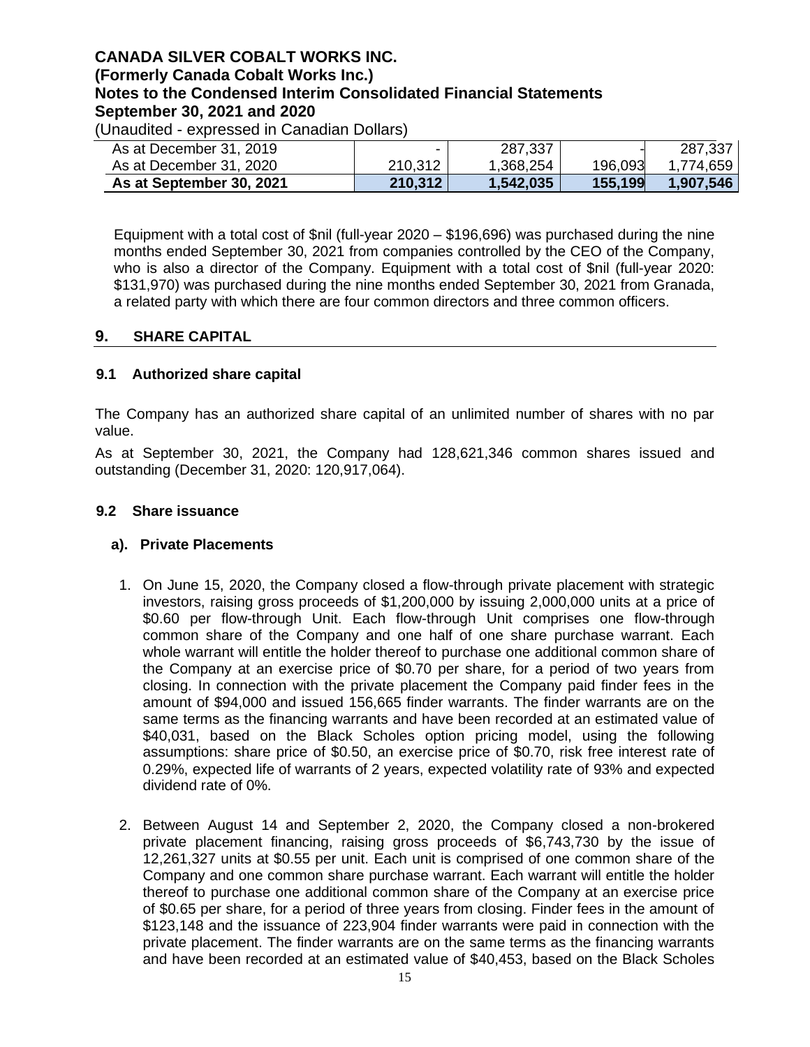| | | | | |
|---|---|---|---|---|
| As at December 31, 2019 | - | 287,337 | - | 287,337 |
| As at December 31, 2020 | 210,312 | 1,368,254 | 196,093 | 1,774,659 |
| **As at September 30, 2021** | **210,312** | **1,542,035** | **155,199** | **1,907,546** |

Equipment with a total cost of $nil (full-year 2020 – $196,696) was purchased during the nine months ended September 30, 2021 from companies controlled by the CEO of the Company, who is also a director of the Company. Equipment with a total cost of $nil (full-year 2020: $131,970) was purchased during the nine months ended September 30, 2021 from Granada, a related party with which there are four common directors and three common officers.

## 9. SHARE CAPITAL

### 9.1 Authorized share capital

The Company has an authorized share capital of an unlimited number of shares with no par value.

As at September 30, 2021, the Company had 128,621,346 common shares issued and outstanding (December 31, 2020: 120,917,064).

### 9.2 Share issuance

#### a). Private Placements

1. On June 15, 2020, the Company closed a flow-through private placement with strategic investors, raising gross proceeds of $1,200,000 by issuing 2,000,000 units at a price of $0.60 per flow-through Unit. Each flow-through Unit comprises one flow-through common share of the Company and one half of one share purchase warrant. Each whole warrant will entitle the holder thereof to purchase one additional common share of the Company at an exercise price of $0.70 per share, for a period of two years from closing. In connection with the private placement the Company paid finder fees in the amount of $94,000 and issued 156,665 finder warrants. The finder warrants are on the same terms as the financing warrants and have been recorded at an estimated value of $40,031, based on the Black Scholes option pricing model, using the following assumptions: share price of $0.50, an exercise price of $0.70, risk free interest rate of 0.29%, expected life of warrants of 2 years, expected volatility rate of 93% and expected dividend rate of 0%.

2. Between August 14 and September 2, 2020, the Company closed a non-brokered private placement financing, raising gross proceeds of $6,743,730 by the issue of 12,261,327 units at $0.55 per unit. Each unit is comprised of one common share of the Company and one common share purchase warrant. Each warrant will entitle the holder thereof to purchase one additional common share of the Company at an exercise price of $0.65 per share, for a period of three years from closing. Finder fees in the amount of $123,148 and the issuance of 223,904 finder warrants were paid in connection with the private placement. The finder warrants are on the same terms as the financing warrants and have been recorded at an estimated value of $40,453, based on the Black Scholes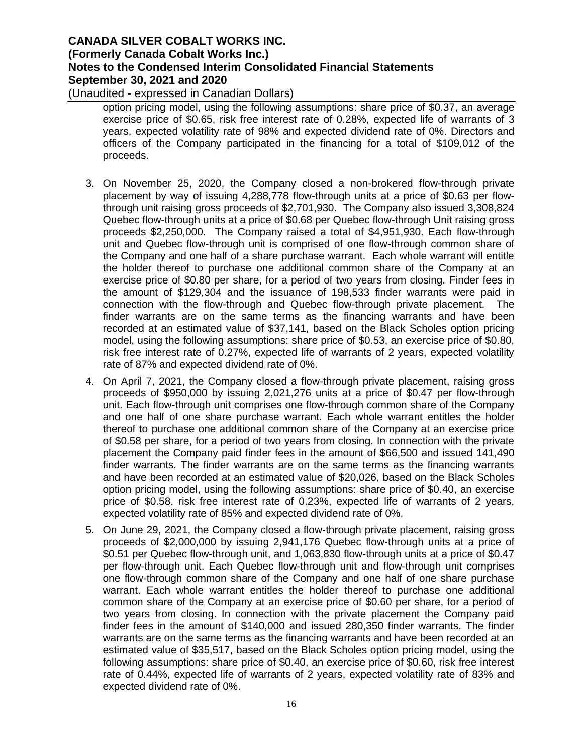option pricing model, using the following assumptions: share price of $0.37, an average exercise price of $0.65, risk free interest rate of 0.28%, expected life of warrants of 3 years, expected volatility rate of 98% and expected dividend rate of 0%. Directors and officers of the Company participated in the financing for a total of $109,012 of the proceeds.

3. On November 25, 2020, the Company closed a non-brokered flow-through private placement by way of issuing 4,288,778 flow-through units at a price of $0.63 per flow-through unit raising gross proceeds of $2,701,930. The Company also issued 3,308,824 Quebec flow-through units at a price of $0.68 per Quebec flow-through Unit raising gross proceeds $2,250,000. The Company raised a total of $4,951,930. Each flow-through unit and Quebec flow-through unit is comprised of one flow-through common share of the Company and one half of a share purchase warrant. Each whole warrant will entitle the holder thereof to purchase one additional common share of the Company at an exercise price of $0.80 per share, for a period of two years from closing. Finder fees in the amount of $129,304 and the issuance of 198,533 finder warrants were paid in connection with the flow-through and Quebec flow-through private placement. The finder warrants are on the same terms as the financing warrants and have been recorded at an estimated value of $37,141, based on the Black Scholes option pricing model, using the following assumptions: share price of $0.53, an exercise price of $0.80, risk free interest rate of 0.27%, expected life of warrants of 2 years, expected volatility rate of 87% and expected dividend rate of 0%.

4. On April 7, 2021, the Company closed a flow-through private placement, raising gross proceeds of $950,000 by issuing 2,021,276 units at a price of $0.47 per flow-through unit. Each flow-through unit comprises one flow-through common share of the Company and one half of one share purchase warrant. Each whole warrant entitles the holder thereof to purchase one additional common share of the Company at an exercise price of $0.58 per share, for a period of two years from closing. In connection with the private placement the Company paid finder fees in the amount of $66,500 and issued 141,490 finder warrants. The finder warrants are on the same terms as the financing warrants and have been recorded at an estimated value of $20,026, based on the Black Scholes option pricing model, using the following assumptions: share price of $0.40, an exercise price of $0.58, risk free interest rate of 0.23%, expected life of warrants of 2 years, expected volatility rate of 85% and expected dividend rate of 0%.

5. On June 29, 2021, the Company closed a flow-through private placement, raising gross proceeds of $2,000,000 by issuing 2,941,176 Quebec flow-through units at a price of $0.51 per Quebec flow-through unit, and 1,063,830 flow-through units at a price of $0.47 per flow-through unit. Each Quebec flow-through unit and flow-through unit comprises one flow-through common share of the Company and one half of one share purchase warrant. Each whole warrant entitles the holder thereof to purchase one additional common share of the Company at an exercise price of $0.60 per share, for a period of two years from closing. In connection with the private placement the Company paid finder fees in the amount of $140,000 and issued 280,350 finder warrants. The finder warrants are on the same terms as the financing warrants and have been recorded at an estimated value of $35,517, based on the Black Scholes option pricing model, using the following assumptions: share price of $0.40, an exercise price of $0.60, risk free interest rate of 0.44%, expected life of warrants of 2 years, expected volatility rate of 83% and expected dividend rate of 0%.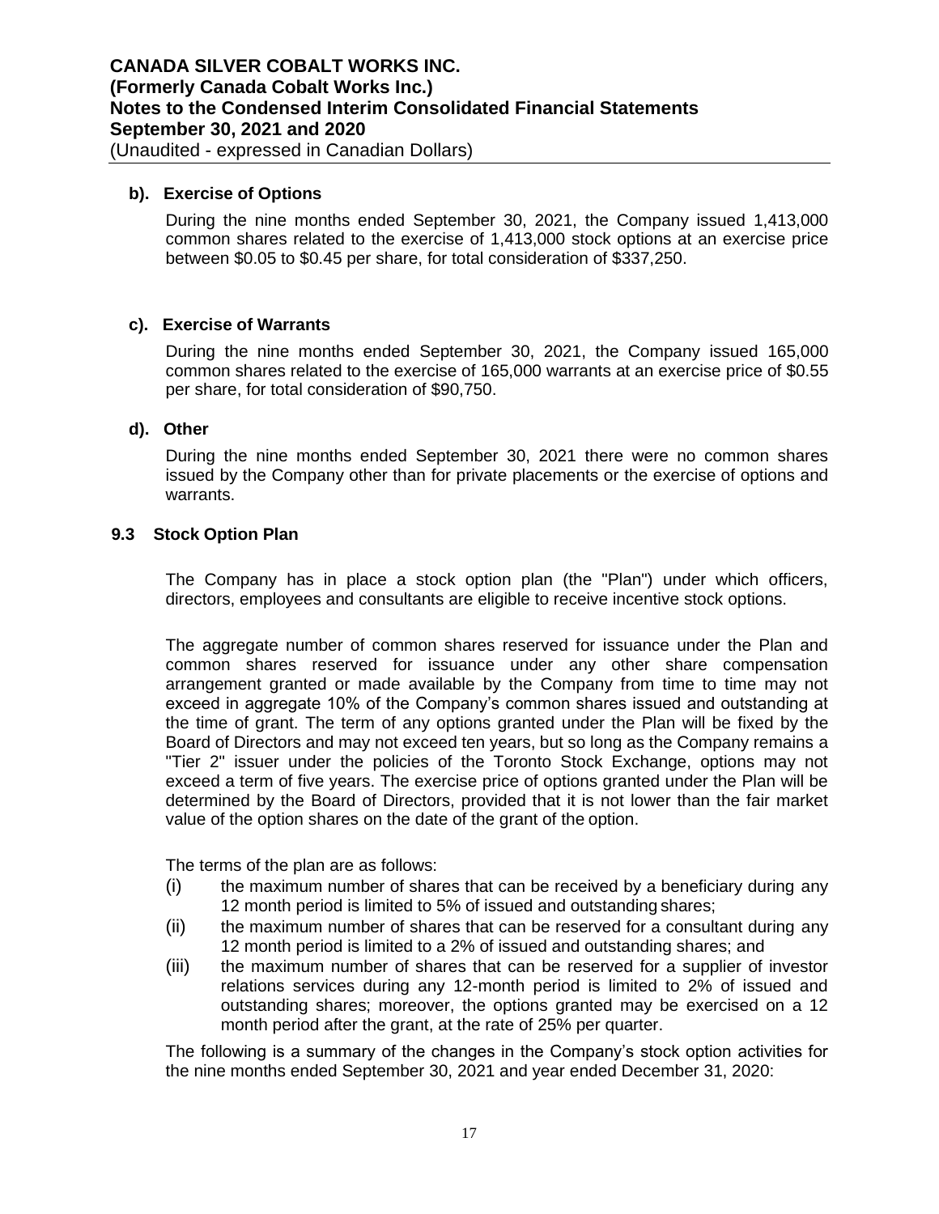#### b). Exercise of Options

During the nine months ended September 30, 2021, the Company issued 1,413,000 common shares related to the exercise of 1,413,000 stock options at an exercise price between $0.05 to $0.45 per share, for total consideration of $337,250.

#### c). Exercise of Warrants

During the nine months ended September 30, 2021, the Company issued 165,000 common shares related to the exercise of 165,000 warrants at an exercise price of $0.55 per share, for total consideration of $90,750.

#### d). Other

During the nine months ended September 30, 2021 there were no common shares issued by the Company other than for private placements or the exercise of options and warrants.

### 9.3 Stock Option Plan

The Company has in place a stock option plan (the "Plan") under which officers, directors, employees and consultants are eligible to receive incentive stock options.

The aggregate number of common shares reserved for issuance under the Plan and common shares reserved for issuance under any other share compensation arrangement granted or made available by the Company from time to time may not exceed in aggregate 10% of the Company's common shares issued and outstanding at the time of grant. The term of any options granted under the Plan will be fixed by the Board of Directors and may not exceed ten years, but so long as the Company remains a "Tier 2" issuer under the policies of the Toronto Stock Exchange, options may not exceed a term of five years. The exercise price of options granted under the Plan will be determined by the Board of Directors, provided that it is not lower than the fair market value of the option shares on the date of the grant of the option.

The terms of the plan are as follows:

(i) the maximum number of shares that can be received by a beneficiary during any 12 month period is limited to 5% of issued and outstanding shares;

(ii) the maximum number of shares that can be reserved for a consultant during any 12 month period is limited to a 2% of issued and outstanding shares; and

(iii) the maximum number of shares that can be reserved for a supplier of investor relations services during any 12-month period is limited to 2% of issued and outstanding shares; moreover, the options granted may be exercised on a 12 month period after the grant, at the rate of 25% per quarter.

The following is a summary of the changes in the Company's stock option activities for the nine months ended September 30, 2021 and year ended December 31, 2020: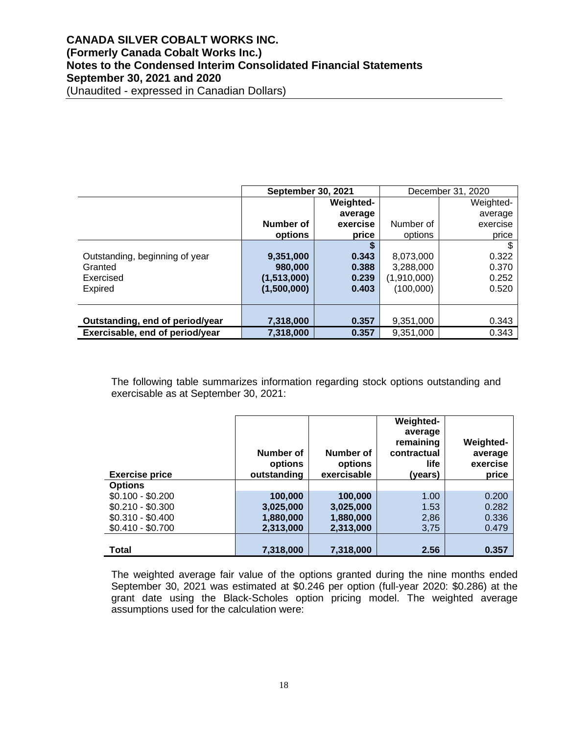|  | September 30, 2021 |  | December 31, 2020 |  |
|---|---|---|---|---|
|  | Number of options | Weighted-average exercise price | Number of options | Weighted-average exercise price |
|  |  | $ |  | $ |
| Outstanding, beginning of year | 9,351,000 | 0.343 | 8,073,000 | 0.322 |
| Granted | 980,000 | 0.388 | 3,288,000 | 0.370 |
| Exercised | (1,513,000) | 0.239 | (1,910,000) | 0.252 |
| Expired | (1,500,000) | 0.403 | (100,000) | 0.520 |
| **Outstanding, end of period/year** | 7,318,000 | 0.357 | 9,351,000 | 0.343 |
| **Exercisable, end of period/year** | 7,318,000 | 0.357 | 9,351,000 | 0.343 |

The following table summarizes information regarding stock options outstanding and exercisable as at September 30, 2021:

| Exercise price | Number of options outstanding | Number of options exercisable | Weighted-average remaining contractual life (years) | Weighted-average exercise price |
|---|---|---|---|---|
| **Options** |  |  |  |  |
| $0.100 - $0.200 | 100,000 | 100,000 | 1.00 | 0.200 |
| $0.210 - $0.300 | 3,025,000 | 3,025,000 | 1.53 | 0.282 |
| $0.310 - $0.400 | 1,880,000 | 1,880,000 | 2,86 | 0.336 |
| $0.410 - $0.700 | 2,313,000 | 2,313,000 | 3,75 | 0.479 |
| **Total** | 7,318,000 | 7,318,000 | 2.56 | 0.357 |

The weighted average fair value of the options granted during the nine months ended September 30, 2021 was estimated at $0.246 per option (full-year 2020: $0.286) at the grant date using the Black-Scholes option pricing model. The weighted average assumptions used for the calculation were: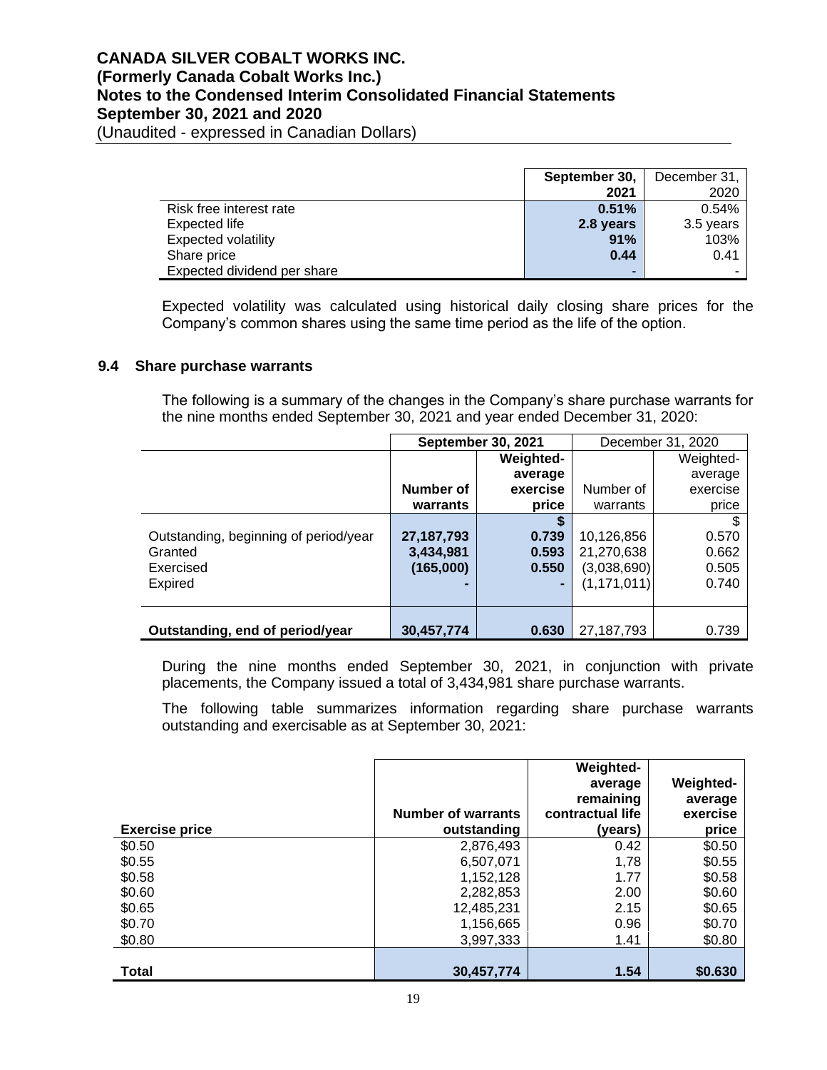|  | **September 30, 2021** | December 31, 2020 |
|---|---|---|
| Risk free interest rate | **0.51%** | 0.54% |
| Expected life | **2.8 years** | 3.5 years |
| Expected volatility | **91%** | 103% |
| Share price | **0.44** | 0.41 |
| Expected dividend per share | **-** | - |

Expected volatility was calculated using historical daily closing share prices for the Company's common shares using the same time period as the life of the option.

### 9.4 Share purchase warrants

The following is a summary of the changes in the Company's share purchase warrants for the nine months ended September 30, 2021 and year ended December 31, 2020:

|  | **September 30, 2021** |  | December 31, 2020 |  |
|---|---|---|---|---|
|  | **Number of warrants** | **Weighted-average exercise price** | Number of warrants | Weighted-average exercise price |
|  |  | **$** |  | $ |
| Outstanding, beginning of period/year | **27,187,793** | **0.739** | 10,126,856 | 0.570 |
| Granted | **3,434,981** | **0.593** | 21,270,638 | 0.662 |
| Exercised | **(165,000)** | **0.550** | (3,038,690) | 0.505 |
| Expired | **-** | **-** | (1,171,011) | 0.740 |
| **Outstanding, end of period/year** | **30,457,774** | **0.630** | 27,187,793 | 0.739 |

During the nine months ended September 30, 2021, in conjunction with private placements, the Company issued a total of 3,434,981 share purchase warrants.

The following table summarizes information regarding share purchase warrants outstanding and exercisable as at September 30, 2021:

| **Exercise price** | **Number of warrants outstanding** | **Weighted-average remaining contractual life (years)** | **Weighted-average exercise price** |
|---|---|---|---|
| $0.50 | 2,876,493 | 0.42 | $0.50 |
| $0.55 | 6,507,071 | 1,78 | $0.55 |
| $0.58 | 1,152,128 | 1.77 | $0.58 |
| $0.60 | 2,282,853 | 2.00 | $0.60 |
| $0.65 | 12,485,231 | 2.15 | $0.65 |
| $0.70 | 1,156,665 | 0.96 | $0.70 |
| $0.80 | 3,997,333 | 1.41 | $0.80 |
| **Total** | **30,457,774** | **1.54** | **$0.630** |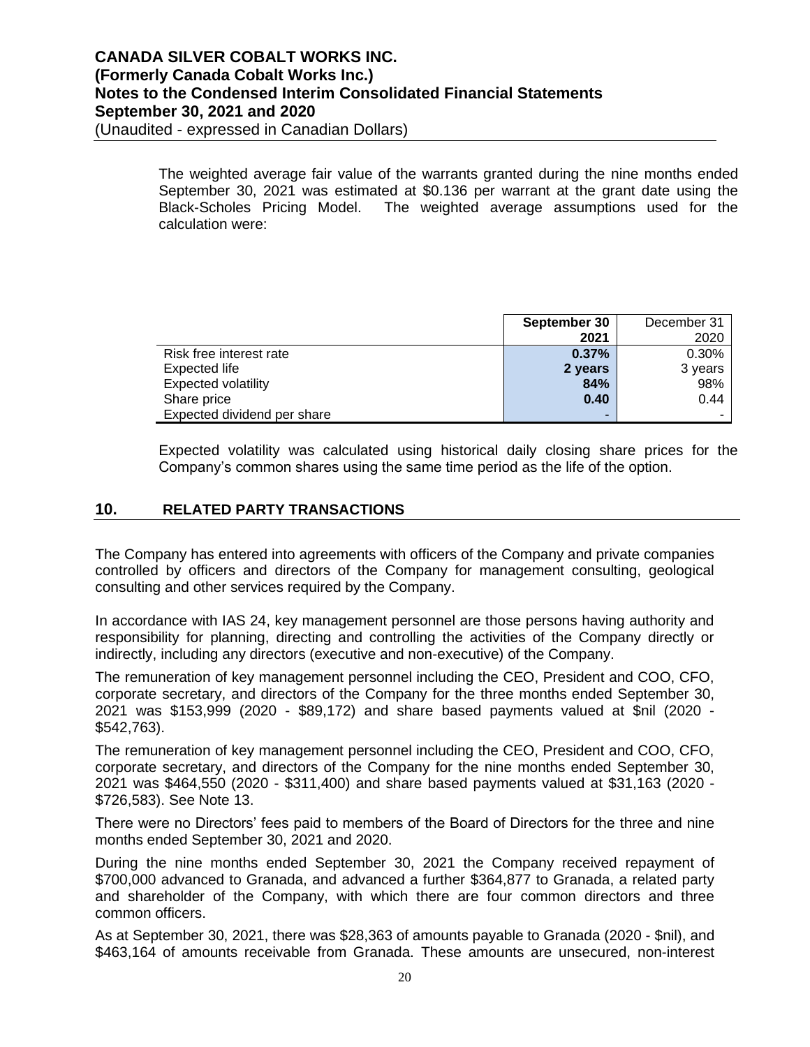The weighted average fair value of the warrants granted during the nine months ended September 30, 2021 was estimated at \$0.136 per warrant at the grant date using the Black-Scholes Pricing Model. The weighted average assumptions used for the calculation were:

| | **September 30 2021** | December 31 2020 |
|---|---|---|
| Risk free interest rate | **0.37%** | 0.30% |
| Expected life | **2 years** | 3 years |
| Expected volatility | **84%** | 98% |
| Share price | **0.40** | 0.44 |
| Expected dividend per share | **-** | - |

Expected volatility was calculated using historical daily closing share prices for the Company's common shares using the same time period as the life of the option.

## 10. RELATED PARTY TRANSACTIONS

The Company has entered into agreements with officers of the Company and private companies controlled by officers and directors of the Company for management consulting, geological consulting and other services required by the Company.

In accordance with IAS 24, key management personnel are those persons having authority and responsibility for planning, directing and controlling the activities of the Company directly or indirectly, including any directors (executive and non-executive) of the Company.

The remuneration of key management personnel including the CEO, President and COO, CFO, corporate secretary, and directors of the Company for the three months ended September 30, 2021 was \$153,999 (2020 - \$89,172) and share based payments valued at \$nil (2020 - \$542,763).

The remuneration of key management personnel including the CEO, President and COO, CFO, corporate secretary, and directors of the Company for the nine months ended September 30, 2021 was \$464,550 (2020 - \$311,400) and share based payments valued at \$31,163 (2020 - \$726,583). See Note 13.

There were no Directors' fees paid to members of the Board of Directors for the three and nine months ended September 30, 2021 and 2020.

During the nine months ended September 30, 2021 the Company received repayment of \$700,000 advanced to Granada, and advanced a further \$364,877 to Granada, a related party and shareholder of the Company, with which there are four common directors and three common officers.

As at September 30, 2021, there was \$28,363 of amounts payable to Granada (2020 - \$nil), and \$463,164 of amounts receivable from Granada. These amounts are unsecured, non-interest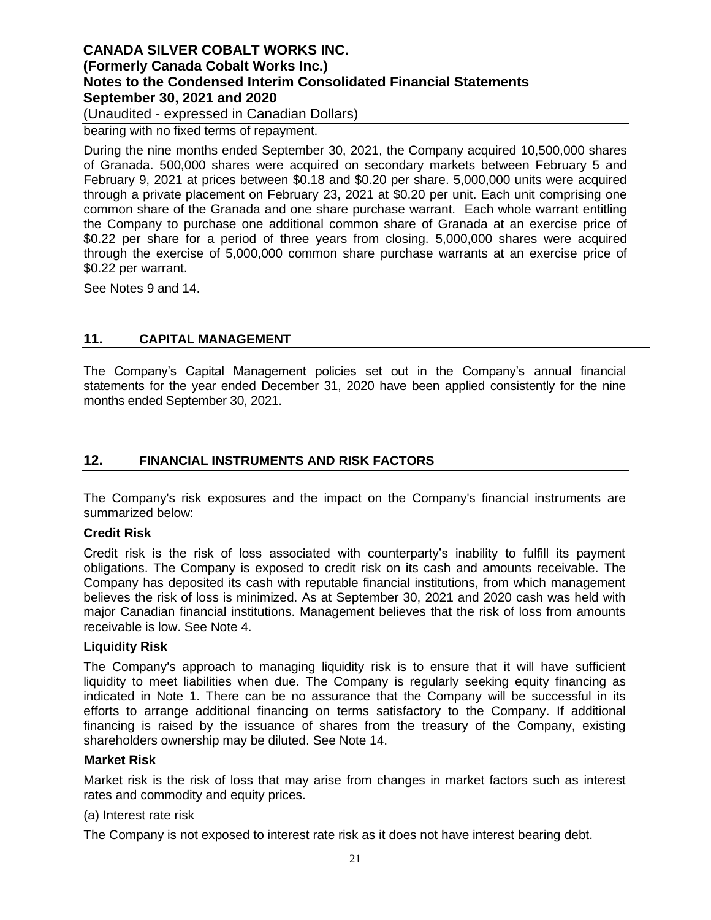bearing with no fixed terms of repayment.

During the nine months ended September 30, 2021, the Company acquired 10,500,000 shares of Granada. 500,000 shares were acquired on secondary markets between February 5 and February 9, 2021 at prices between $0.18 and $0.20 per share. 5,000,000 units were acquired through a private placement on February 23, 2021 at $0.20 per unit. Each unit comprising one common share of the Granada and one share purchase warrant. Each whole warrant entitling the Company to purchase one additional common share of Granada at an exercise price of $0.22 per share for a period of three years from closing. 5,000,000 shares were acquired through the exercise of 5,000,000 common share purchase warrants at an exercise price of $0.22 per warrant.

See Notes 9 and 14.

## 11. CAPITAL MANAGEMENT

The Company's Capital Management policies set out in the Company's annual financial statements for the year ended December 31, 2020 have been applied consistently for the nine months ended September 30, 2021.

## 12. FINANCIAL INSTRUMENTS AND RISK FACTORS

The Company's risk exposures and the impact on the Company's financial instruments are summarized below:

**Credit Risk**

Credit risk is the risk of loss associated with counterparty's inability to fulfill its payment obligations. The Company is exposed to credit risk on its cash and amounts receivable. The Company has deposited its cash with reputable financial institutions, from which management believes the risk of loss is minimized. As at September 30, 2021 and 2020 cash was held with major Canadian financial institutions. Management believes that the risk of loss from amounts receivable is low. See Note 4.

**Liquidity Risk**

The Company's approach to managing liquidity risk is to ensure that it will have sufficient liquidity to meet liabilities when due. The Company is regularly seeking equity financing as indicated in Note 1. There can be no assurance that the Company will be successful in its efforts to arrange additional financing on terms satisfactory to the Company. If additional financing is raised by the issuance of shares from the treasury of the Company, existing shareholders ownership may be diluted. See Note 14.

**Market Risk**

Market risk is the risk of loss that may arise from changes in market factors such as interest rates and commodity and equity prices.

(a) Interest rate risk

The Company is not exposed to interest rate risk as it does not have interest bearing debt.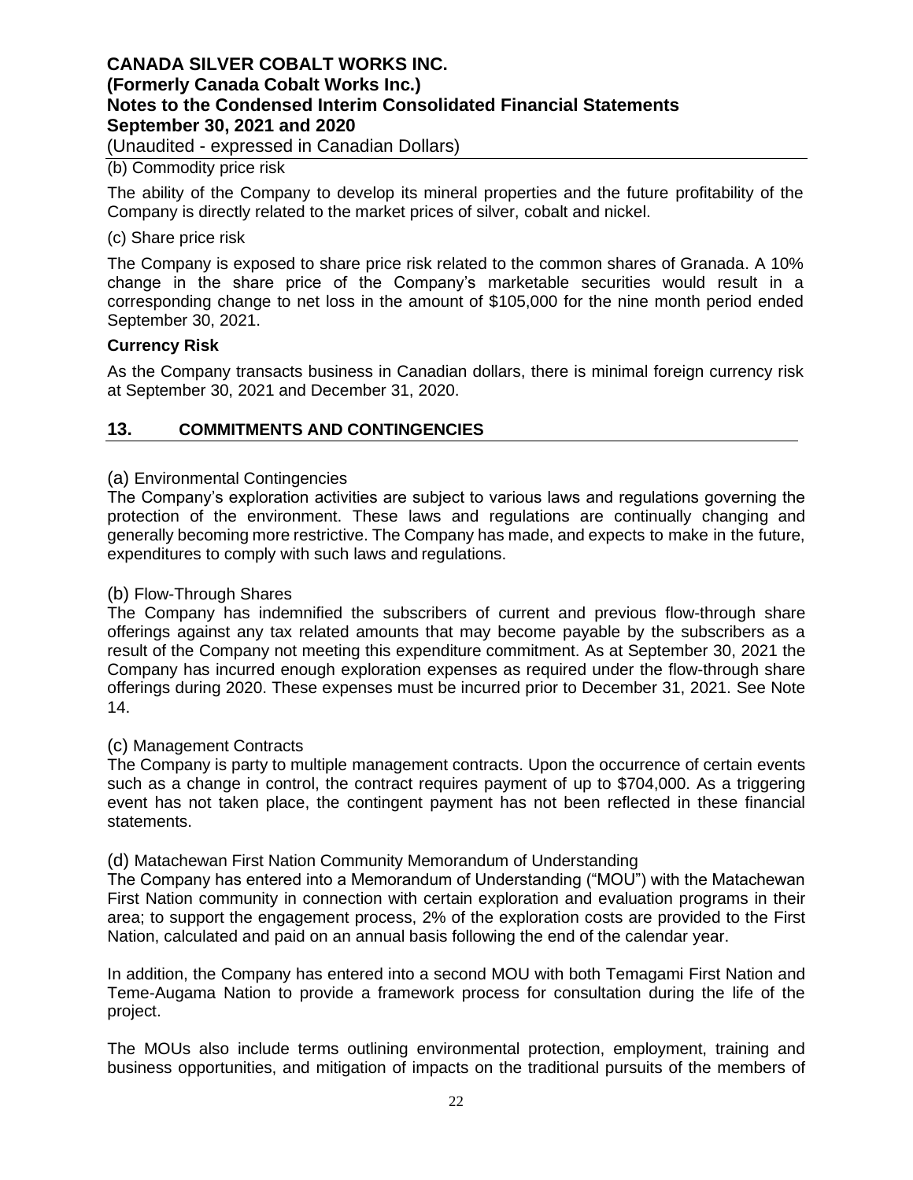(b) Commodity price risk

The ability of the Company to develop its mineral properties and the future profitability of the Company is directly related to the market prices of silver, cobalt and nickel.

(c) Share price risk

The Company is exposed to share price risk related to the common shares of Granada. A 10% change in the share price of the Company's marketable securities would result in a corresponding change to net loss in the amount of $105,000 for the nine month period ended September 30, 2021.

**Currency Risk**

As the Company transacts business in Canadian dollars, there is minimal foreign currency risk at September 30, 2021 and December 31, 2020.

## 13. COMMITMENTS AND CONTINGENCIES

(a) Environmental Contingencies

The Company's exploration activities are subject to various laws and regulations governing the protection of the environment. These laws and regulations are continually changing and generally becoming more restrictive. The Company has made, and expects to make in the future, expenditures to comply with such laws and regulations.

(b) Flow-Through Shares

The Company has indemnified the subscribers of current and previous flow-through share offerings against any tax related amounts that may become payable by the subscribers as a result of the Company not meeting this expenditure commitment. As at September 30, 2021 the Company has incurred enough exploration expenses as required under the flow-through share offerings during 2020. These expenses must be incurred prior to December 31, 2021. See Note 14.

(c) Management Contracts

The Company is party to multiple management contracts. Upon the occurrence of certain events such as a change in control, the contract requires payment of up to $704,000. As a triggering event has not taken place, the contingent payment has not been reflected in these financial statements.

(d) Matachewan First Nation Community Memorandum of Understanding

The Company has entered into a Memorandum of Understanding ("MOU") with the Matachewan First Nation community in connection with certain exploration and evaluation programs in their area; to support the engagement process, 2% of the exploration costs are provided to the First Nation, calculated and paid on an annual basis following the end of the calendar year.

In addition, the Company has entered into a second MOU with both Temagami First Nation and Teme-Augama Nation to provide a framework process for consultation during the life of the project.

The MOUs also include terms outlining environmental protection, employment, training and business opportunities, and mitigation of impacts on the traditional pursuits of the members of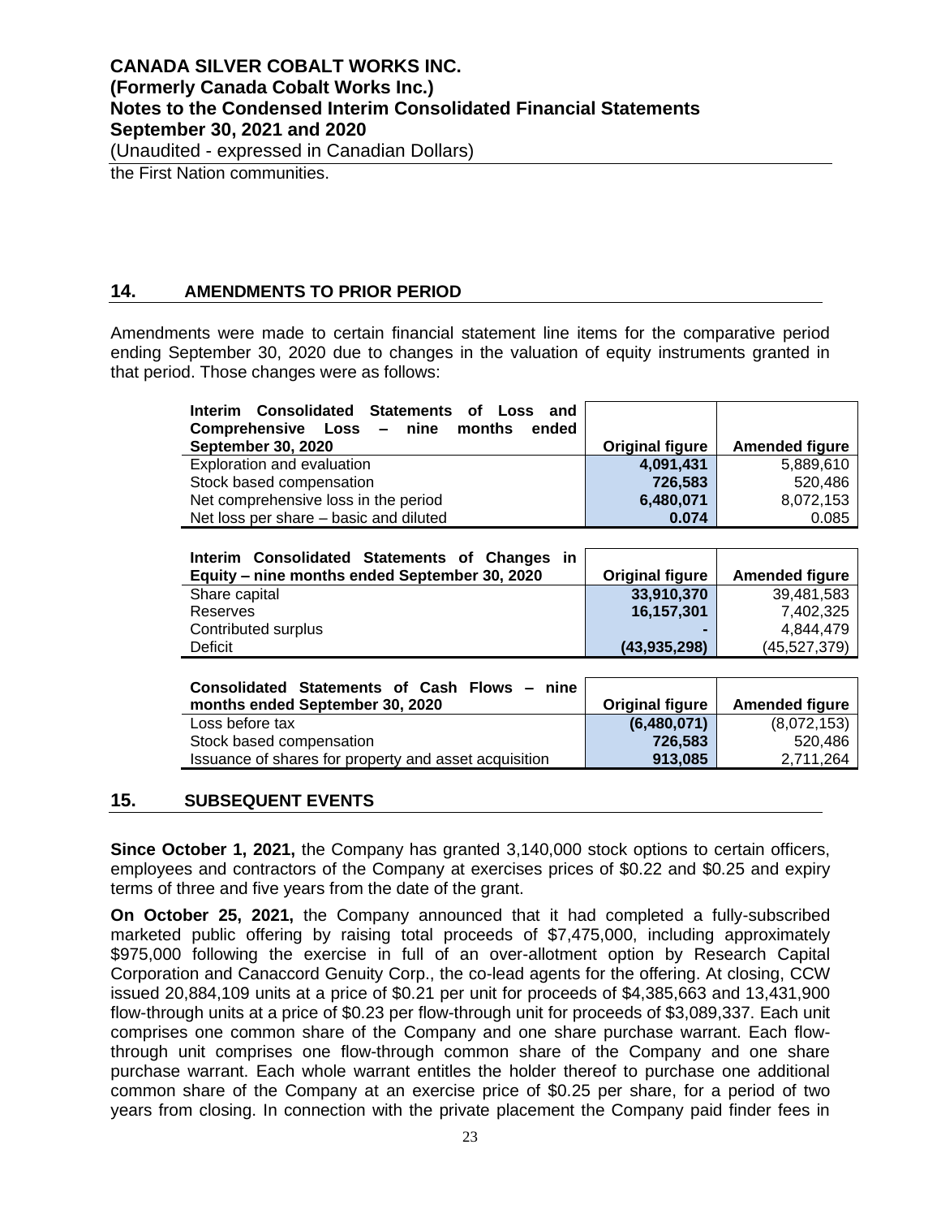the First Nation communities.

## 14. AMENDMENTS TO PRIOR PERIOD

Amendments were made to certain financial statement line items for the comparative period ending September 30, 2020 due to changes in the valuation of equity instruments granted in that period. Those changes were as follows:

| Interim Consolidated Statements of Loss and Comprehensive Loss – nine months ended September 30, 2020 | Original figure | Amended figure |
|---|---|---|
| Exploration and evaluation | **4,091,431** | 5,889,610 |
| Stock based compensation | **726,583** | 520,486 |
| Net comprehensive loss in the period | **6,480,071** | 8,072,153 |
| Net loss per share – basic and diluted | **0.074** | 0.085 |

| Interim Consolidated Statements of Changes in Equity – nine months ended September 30, 2020 | Original figure | Amended figure |
|---|---|---|
| Share capital | **33,910,370** | 39,481,583 |
| Reserves | **16,157,301** | 7,402,325 |
| Contributed surplus | **-** | 4,844,479 |
| Deficit | **(43,935,298)** | (45,527,379) |

| Consolidated Statements of Cash Flows – nine months ended September 30, 2020 | Original figure | Amended figure |
|---|---|---|
| Loss before tax | **(6,480,071)** | (8,072,153) |
| Stock based compensation | **726,583** | 520,486 |
| Issuance of shares for property and asset acquisition | **913,085** | 2,711,264 |

## 15. SUBSEQUENT EVENTS

**Since October 1, 2021,** the Company has granted 3,140,000 stock options to certain officers, employees and contractors of the Company at exercises prices of $0.22 and $0.25 and expiry terms of three and five years from the date of the grant.

**On October 25, 2021,** the Company announced that it had completed a fully-subscribed marketed public offering by raising total proceeds of $7,475,000, including approximately $975,000 following the exercise in full of an over-allotment option by Research Capital Corporation and Canaccord Genuity Corp., the co-lead agents for the offering. At closing, CCW issued 20,884,109 units at a price of $0.21 per unit for proceeds of $4,385,663 and 13,431,900 flow-through units at a price of $0.23 per flow-through unit for proceeds of $3,089,337. Each unit comprises one common share of the Company and one share purchase warrant. Each flow-through unit comprises one flow-through common share of the Company and one share purchase warrant. Each whole warrant entitles the holder thereof to purchase one additional common share of the Company at an exercise price of $0.25 per share, for a period of two years from closing. In connection with the private placement the Company paid finder fees in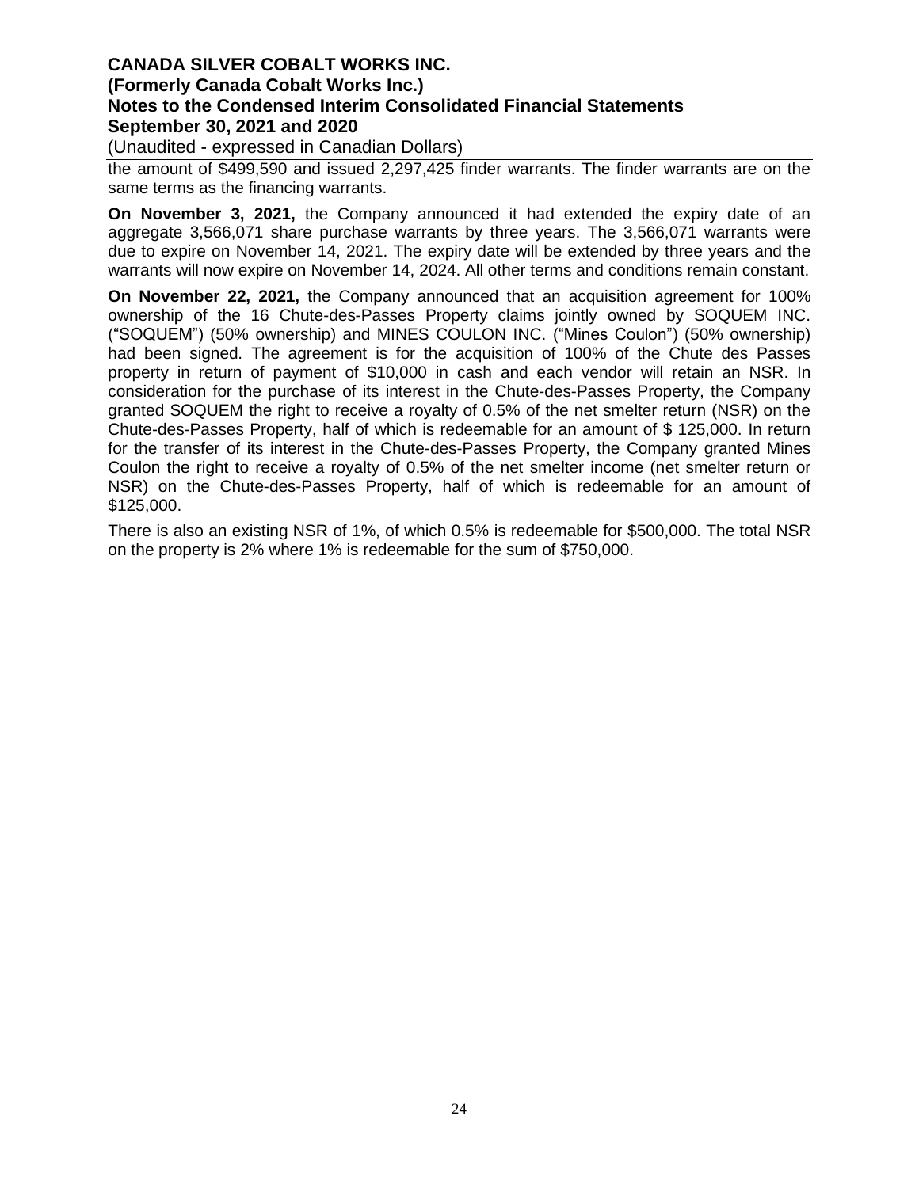the amount of $499,590 and issued 2,297,425 finder warrants. The finder warrants are on the same terms as the financing warrants.

**On November 3, 2021,** the Company announced it had extended the expiry date of an aggregate 3,566,071 share purchase warrants by three years. The 3,566,071 warrants were due to expire on November 14, 2021. The expiry date will be extended by three years and the warrants will now expire on November 14, 2024. All other terms and conditions remain constant.

**On November 22, 2021,** the Company announced that an acquisition agreement for 100% ownership of the 16 Chute-des-Passes Property claims jointly owned by SOQUEM INC. ("SOQUEM") (50% ownership) and MINES COULON INC. ("Mines Coulon") (50% ownership) had been signed. The agreement is for the acquisition of 100% of the Chute des Passes property in return of payment of $10,000 in cash and each vendor will retain an NSR. In consideration for the purchase of its interest in the Chute-des-Passes Property, the Company granted SOQUEM the right to receive a royalty of 0.5% of the net smelter return (NSR) on the Chute-des-Passes Property, half of which is redeemable for an amount of $ 125,000. In return for the transfer of its interest in the Chute-des-Passes Property, the Company granted Mines Coulon the right to receive a royalty of 0.5% of the net smelter income (net smelter return or NSR) on the Chute-des-Passes Property, half of which is redeemable for an amount of $125,000.

There is also an existing NSR of 1%, of which 0.5% is redeemable for $500,000. The total NSR on the property is 2% where 1% is redeemable for the sum of $750,000.